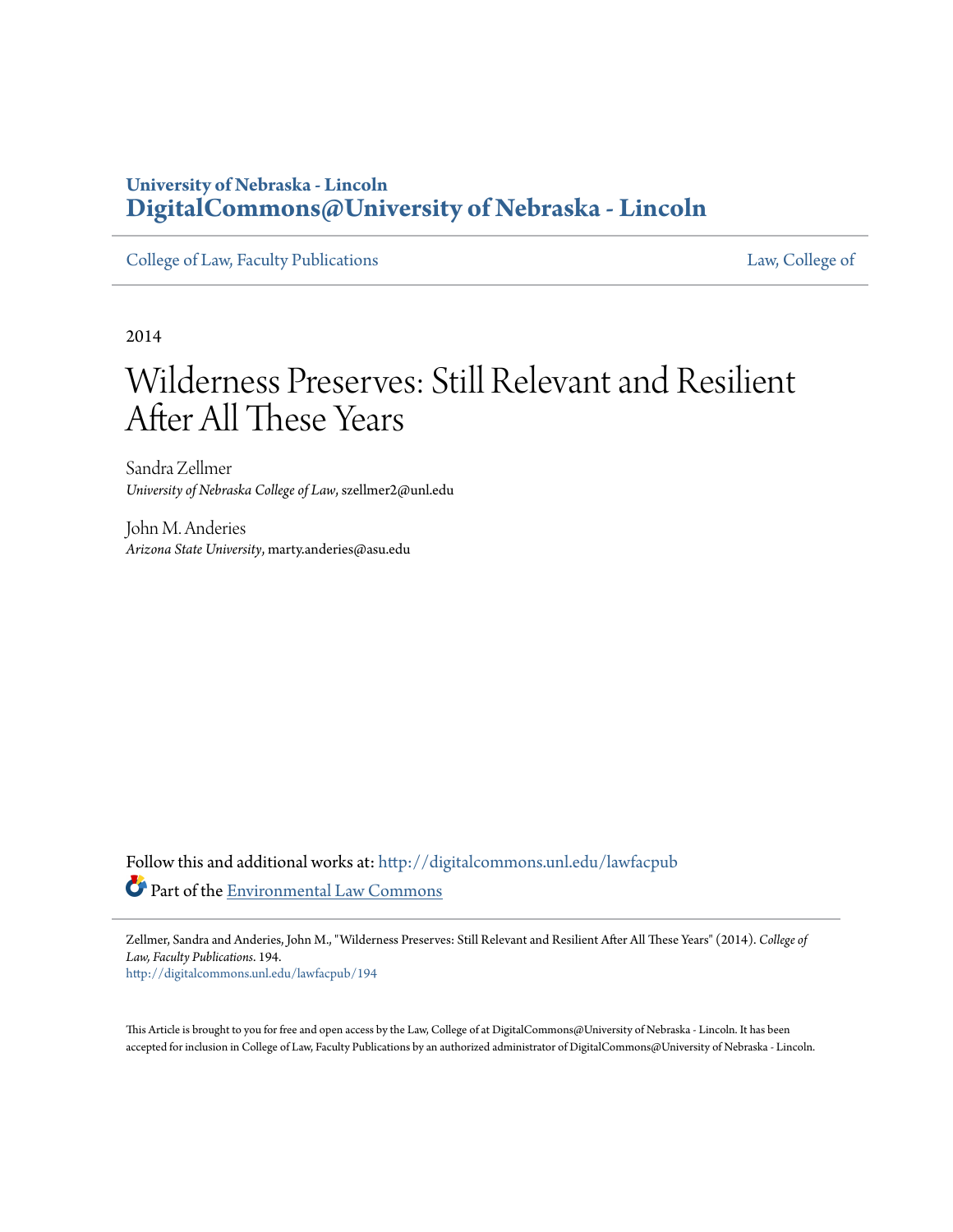**University of Nebraska - Lincoln**
**DigitalCommons@University of Nebraska - Lincoln**

College of Law, Faculty Publications | Law, College of

2014

# Wilderness Preserves: Still Relevant and Resilient After All These Years

Sandra Zellmer
*University of Nebraska College of Law*, szellmer2@unl.edu

John M. Anderies
*Arizona State University*, marty.anderies@asu.edu

Follow this and additional works at: http://digitalcommons.unl.edu/lawfacpub

Part of the Environmental Law Commons

Zellmer, Sandra and Anderies, John M., "Wilderness Preserves: Still Relevant and Resilient After All These Years" (2014). *College of Law, Faculty Publications*. 194.
http://digitalcommons.unl.edu/lawfacpub/194

This Article is brought to you for free and open access by the Law, College of at DigitalCommons@University of Nebraska - Lincoln. It has been accepted for inclusion in College of Law, Faculty Publications by an authorized administrator of DigitalCommons@University of Nebraska - Lincoln.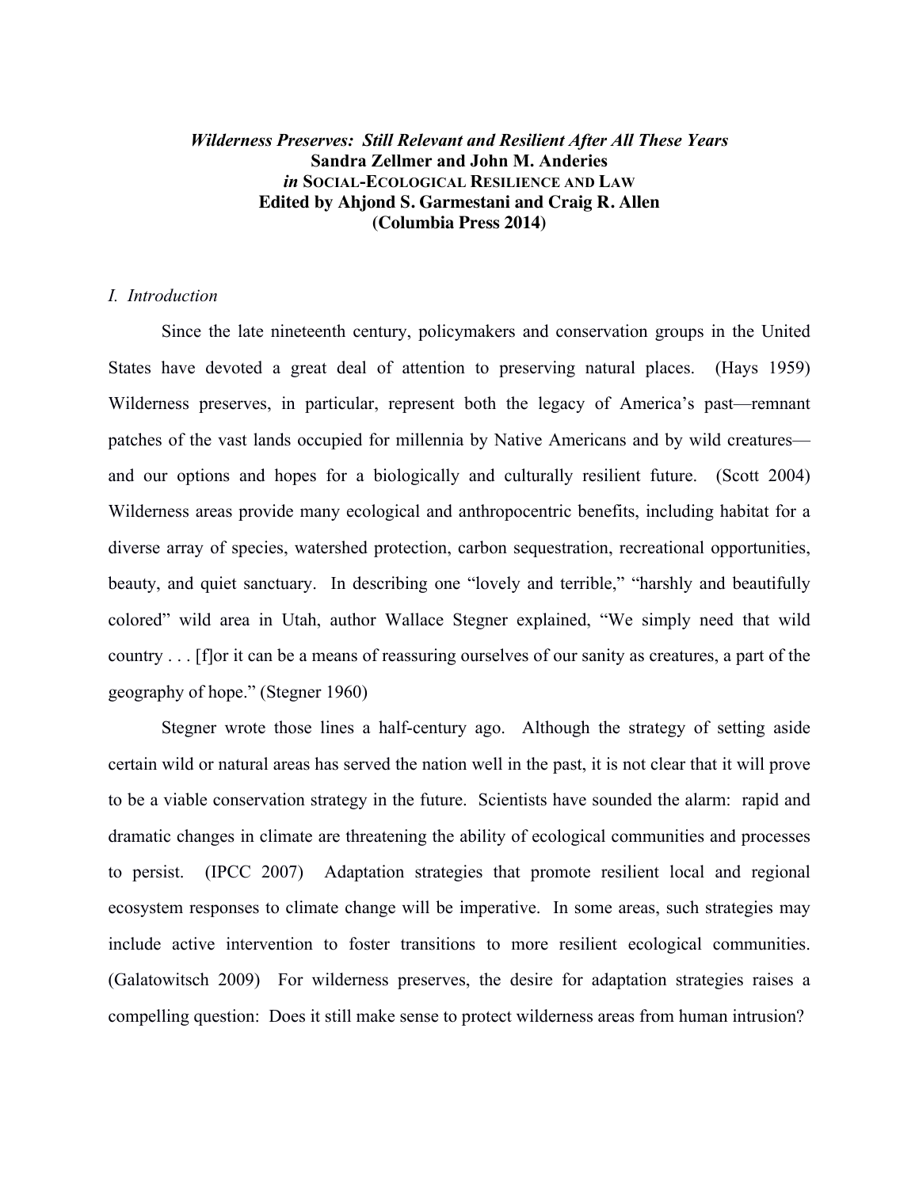***Wilderness Preserves: Still Relevant and Resilient After All These Years***
**Sandra Zellmer and John M. Anderies**
***in* SOCIAL-ECOLOGICAL RESILIENCE AND LAW**
**Edited by Ahjond S. Garmestani and Craig R. Allen**
**(Columbia Press 2014)**

## *I. Introduction*

Since the late nineteenth century, policymakers and conservation groups in the United States have devoted a great deal of attention to preserving natural places. (Hays 1959) Wilderness preserves, in particular, represent both the legacy of America's past—remnant patches of the vast lands occupied for millennia by Native Americans and by wild creatures—and our options and hopes for a biologically and culturally resilient future. (Scott 2004) Wilderness areas provide many ecological and anthropocentric benefits, including habitat for a diverse array of species, watershed protection, carbon sequestration, recreational opportunities, beauty, and quiet sanctuary. In describing one "lovely and terrible," "harshly and beautifully colored" wild area in Utah, author Wallace Stegner explained, "We simply need that wild country . . . [f]or it can be a means of reassuring ourselves of our sanity as creatures, a part of the geography of hope." (Stegner 1960)

Stegner wrote those lines a half-century ago. Although the strategy of setting aside certain wild or natural areas has served the nation well in the past, it is not clear that it will prove to be a viable conservation strategy in the future. Scientists have sounded the alarm: rapid and dramatic changes in climate are threatening the ability of ecological communities and processes to persist. (IPCC 2007) Adaptation strategies that promote resilient local and regional ecosystem responses to climate change will be imperative. In some areas, such strategies may include active intervention to foster transitions to more resilient ecological communities. (Galatowitsch 2009) For wilderness preserves, the desire for adaptation strategies raises a compelling question: Does it still make sense to protect wilderness areas from human intrusion?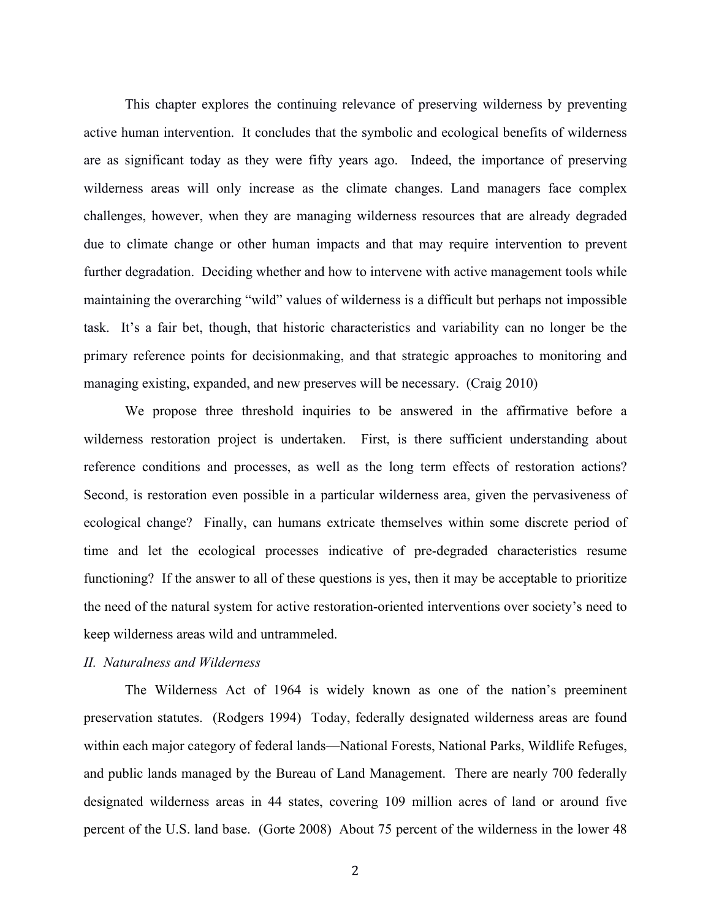This chapter explores the continuing relevance of preserving wilderness by preventing active human intervention. It concludes that the symbolic and ecological benefits of wilderness are as significant today as they were fifty years ago. Indeed, the importance of preserving wilderness areas will only increase as the climate changes. Land managers face complex challenges, however, when they are managing wilderness resources that are already degraded due to climate change or other human impacts and that may require intervention to prevent further degradation. Deciding whether and how to intervene with active management tools while maintaining the overarching "wild" values of wilderness is a difficult but perhaps not impossible task. It's a fair bet, though, that historic characteristics and variability can no longer be the primary reference points for decisionmaking, and that strategic approaches to monitoring and managing existing, expanded, and new preserves will be necessary. (Craig 2010)

We propose three threshold inquiries to be answered in the affirmative before a wilderness restoration project is undertaken. First, is there sufficient understanding about reference conditions and processes, as well as the long term effects of restoration actions? Second, is restoration even possible in a particular wilderness area, given the pervasiveness of ecological change? Finally, can humans extricate themselves within some discrete period of time and let the ecological processes indicative of pre-degraded characteristics resume functioning? If the answer to all of these questions is yes, then it may be acceptable to prioritize the need of the natural system for active restoration-oriented interventions over society's need to keep wilderness areas wild and untrammeled.

## *II. Naturalness and Wilderness*

The Wilderness Act of 1964 is widely known as one of the nation's preeminent preservation statutes. (Rodgers 1994) Today, federally designated wilderness areas are found within each major category of federal lands—National Forests, National Parks, Wildlife Refuges, and public lands managed by the Bureau of Land Management. There are nearly 700 federally designated wilderness areas in 44 states, covering 109 million acres of land or around five percent of the U.S. land base. (Gorte 2008) About 75 percent of the wilderness in the lower 48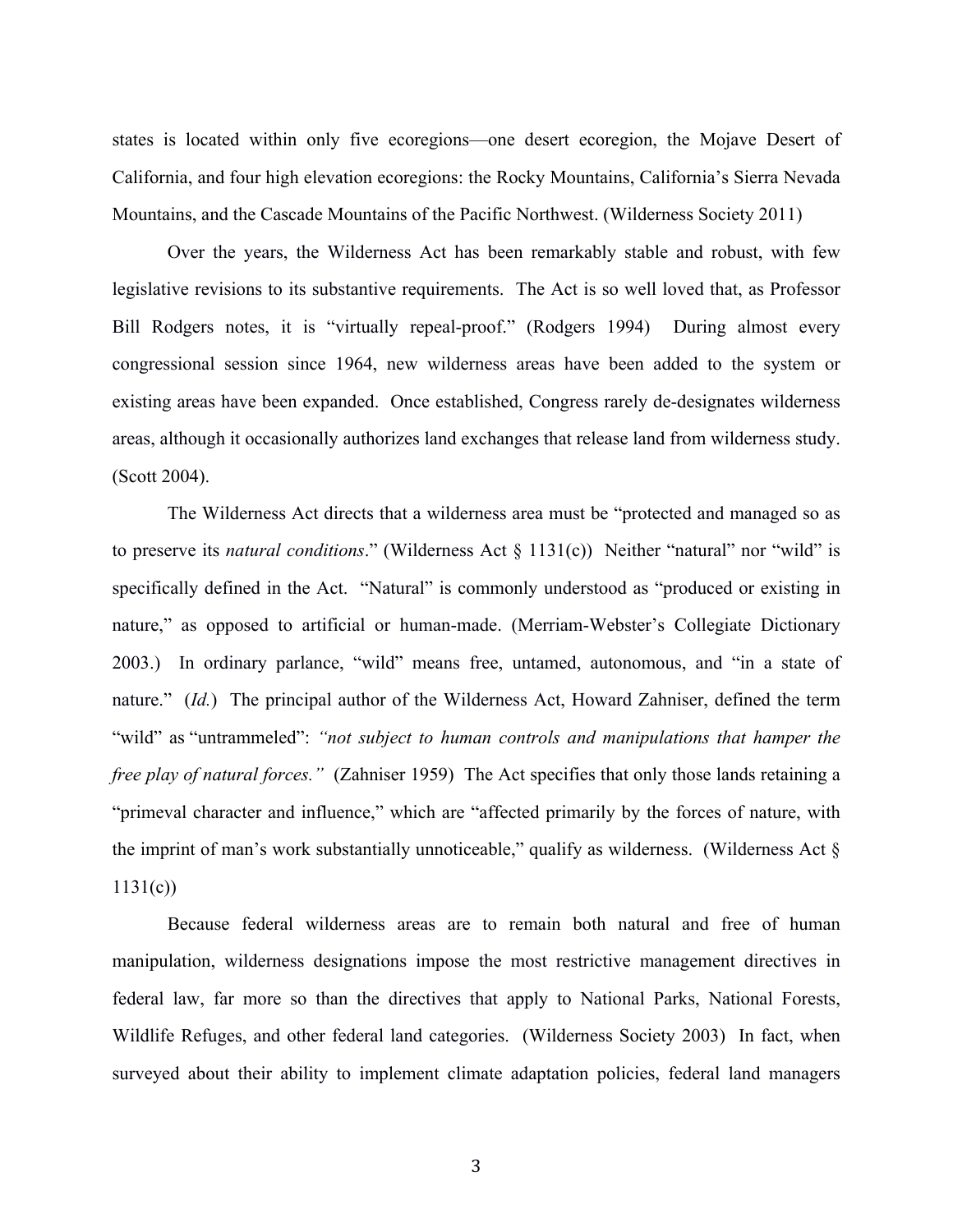states is located within only five ecoregions—one desert ecoregion, the Mojave Desert of California, and four high elevation ecoregions: the Rocky Mountains, California's Sierra Nevada Mountains, and the Cascade Mountains of the Pacific Northwest. (Wilderness Society 2011)

Over the years, the Wilderness Act has been remarkably stable and robust, with few legislative revisions to its substantive requirements. The Act is so well loved that, as Professor Bill Rodgers notes, it is "virtually repeal-proof." (Rodgers 1994) During almost every congressional session since 1964, new wilderness areas have been added to the system or existing areas have been expanded. Once established, Congress rarely de-designates wilderness areas, although it occasionally authorizes land exchanges that release land from wilderness study. (Scott 2004).

The Wilderness Act directs that a wilderness area must be "protected and managed so as to preserve its *natural conditions*." (Wilderness Act § 1131(c)) Neither "natural" nor "wild" is specifically defined in the Act. "Natural" is commonly understood as "produced or existing in nature," as opposed to artificial or human-made. (Merriam-Webster's Collegiate Dictionary 2003.) In ordinary parlance, "wild" means free, untamed, autonomous, and "in a state of nature." (*Id.*) The principal author of the Wilderness Act, Howard Zahniser, defined the term "wild" as "untrammeled": *"not subject to human controls and manipulations that hamper the free play of natural forces."* (Zahniser 1959) The Act specifies that only those lands retaining a "primeval character and influence," which are "affected primarily by the forces of nature, with the imprint of man's work substantially unnoticeable," qualify as wilderness. (Wilderness Act § 1131(c))

Because federal wilderness areas are to remain both natural and free of human manipulation, wilderness designations impose the most restrictive management directives in federal law, far more so than the directives that apply to National Parks, National Forests, Wildlife Refuges, and other federal land categories. (Wilderness Society 2003) In fact, when surveyed about their ability to implement climate adaptation policies, federal land managers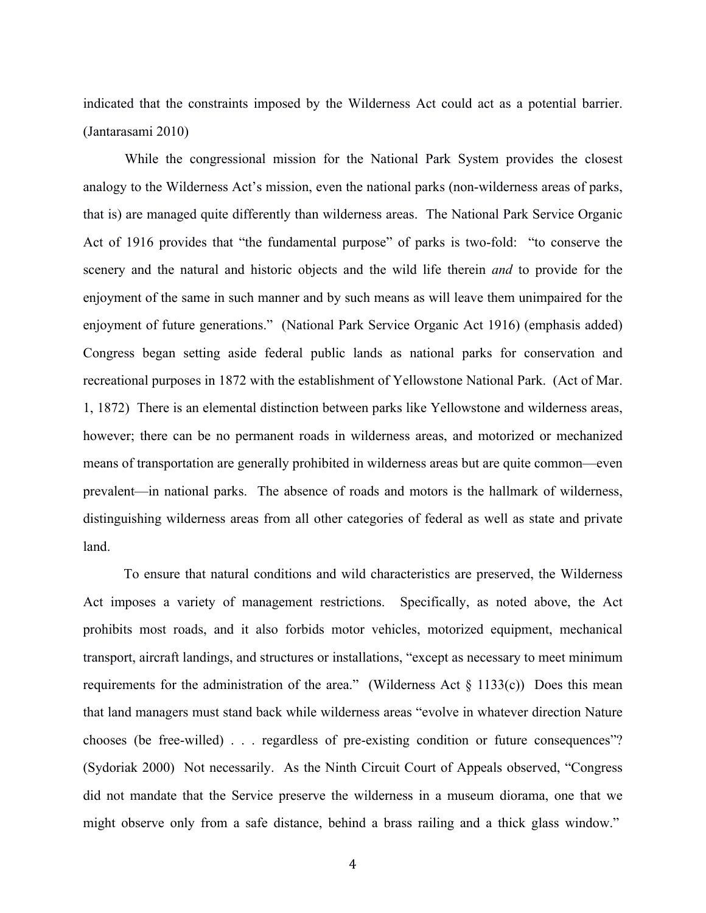indicated that the constraints imposed by the Wilderness Act could act as a potential barrier. (Jantarasami 2010)

While the congressional mission for the National Park System provides the closest analogy to the Wilderness Act's mission, even the national parks (non-wilderness areas of parks, that is) are managed quite differently than wilderness areas. The National Park Service Organic Act of 1916 provides that "the fundamental purpose" of parks is two-fold: "to conserve the scenery and the natural and historic objects and the wild life therein *and* to provide for the enjoyment of the same in such manner and by such means as will leave them unimpaired for the enjoyment of future generations." (National Park Service Organic Act 1916) (emphasis added) Congress began setting aside federal public lands as national parks for conservation and recreational purposes in 1872 with the establishment of Yellowstone National Park. (Act of Mar. 1, 1872) There is an elemental distinction between parks like Yellowstone and wilderness areas, however; there can be no permanent roads in wilderness areas, and motorized or mechanized means of transportation are generally prohibited in wilderness areas but are quite common—even prevalent—in national parks. The absence of roads and motors is the hallmark of wilderness, distinguishing wilderness areas from all other categories of federal as well as state and private land.

To ensure that natural conditions and wild characteristics are preserved, the Wilderness Act imposes a variety of management restrictions. Specifically, as noted above, the Act prohibits most roads, and it also forbids motor vehicles, motorized equipment, mechanical transport, aircraft landings, and structures or installations, "except as necessary to meet minimum requirements for the administration of the area." (Wilderness Act § 1133(c)) Does this mean that land managers must stand back while wilderness areas "evolve in whatever direction Nature chooses (be free-willed) . . . regardless of pre-existing condition or future consequences"? (Sydoriak 2000) Not necessarily. As the Ninth Circuit Court of Appeals observed, "Congress did not mandate that the Service preserve the wilderness in a museum diorama, one that we might observe only from a safe distance, behind a brass railing and a thick glass window."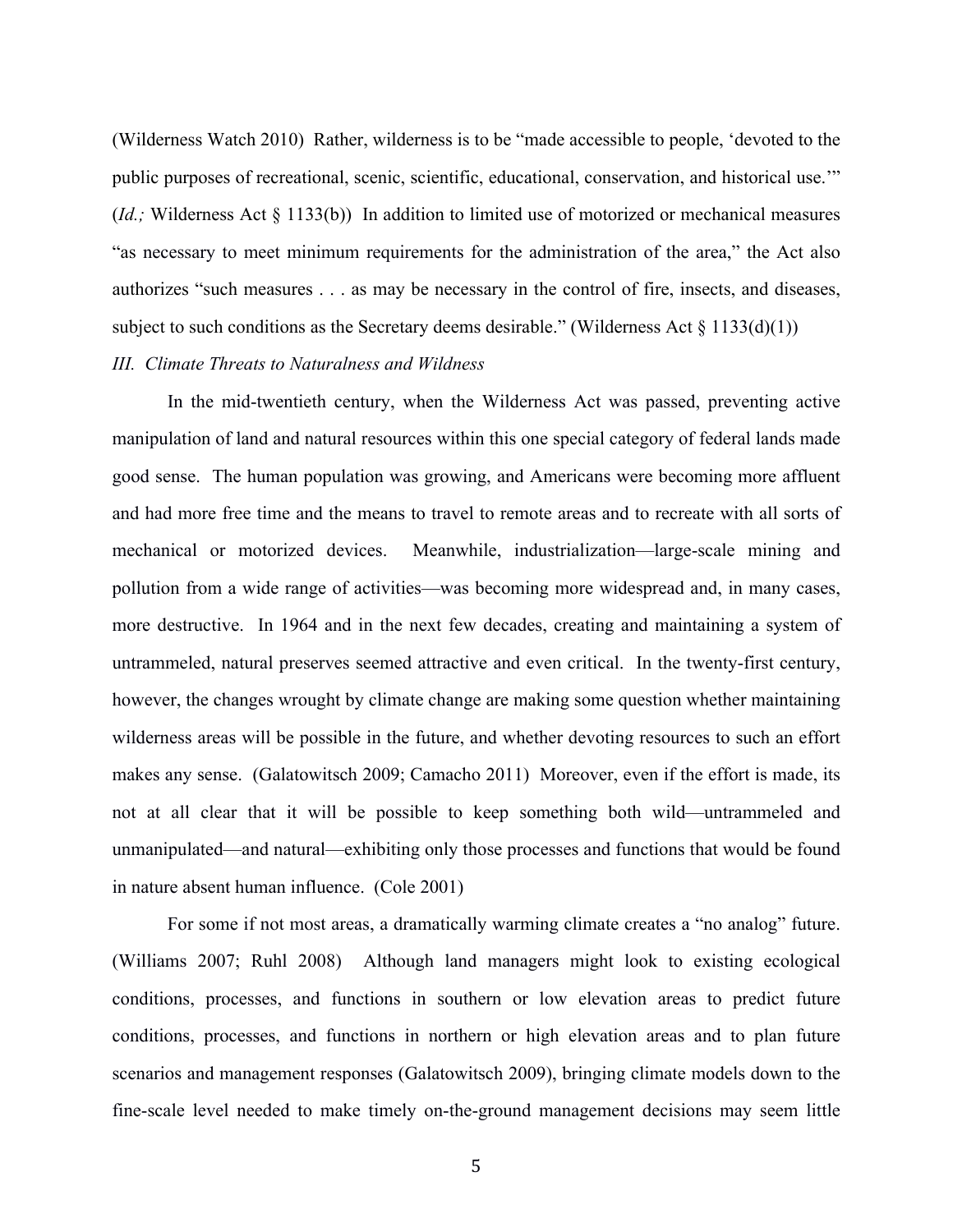(Wilderness Watch 2010) Rather, wilderness is to be "made accessible to people, 'devoted to the public purposes of recreational, scenic, scientific, educational, conservation, and historical use.'" (*Id.;* Wilderness Act § 1133(b)) In addition to limited use of motorized or mechanical measures "as necessary to meet minimum requirements for the administration of the area," the Act also authorizes "such measures . . . as may be necessary in the control of fire, insects, and diseases, subject to such conditions as the Secretary deems desirable." (Wilderness Act § 1133(d)(1))

### *III. Climate Threats to Naturalness and Wildness*

In the mid-twentieth century, when the Wilderness Act was passed, preventing active manipulation of land and natural resources within this one special category of federal lands made good sense. The human population was growing, and Americans were becoming more affluent and had more free time and the means to travel to remote areas and to recreate with all sorts of mechanical or motorized devices. Meanwhile, industrialization—large-scale mining and pollution from a wide range of activities—was becoming more widespread and, in many cases, more destructive. In 1964 and in the next few decades, creating and maintaining a system of untrammeled, natural preserves seemed attractive and even critical. In the twenty-first century, however, the changes wrought by climate change are making some question whether maintaining wilderness areas will be possible in the future, and whether devoting resources to such an effort makes any sense. (Galatowitsch 2009; Camacho 2011) Moreover, even if the effort is made, its not at all clear that it will be possible to keep something both wild—untrammeled and unmanipulated—and natural—exhibiting only those processes and functions that would be found in nature absent human influence. (Cole 2001)

For some if not most areas, a dramatically warming climate creates a "no analog" future. (Williams 2007; Ruhl 2008) Although land managers might look to existing ecological conditions, processes, and functions in southern or low elevation areas to predict future conditions, processes, and functions in northern or high elevation areas and to plan future scenarios and management responses (Galatowitsch 2009), bringing climate models down to the fine-scale level needed to make timely on-the-ground management decisions may seem little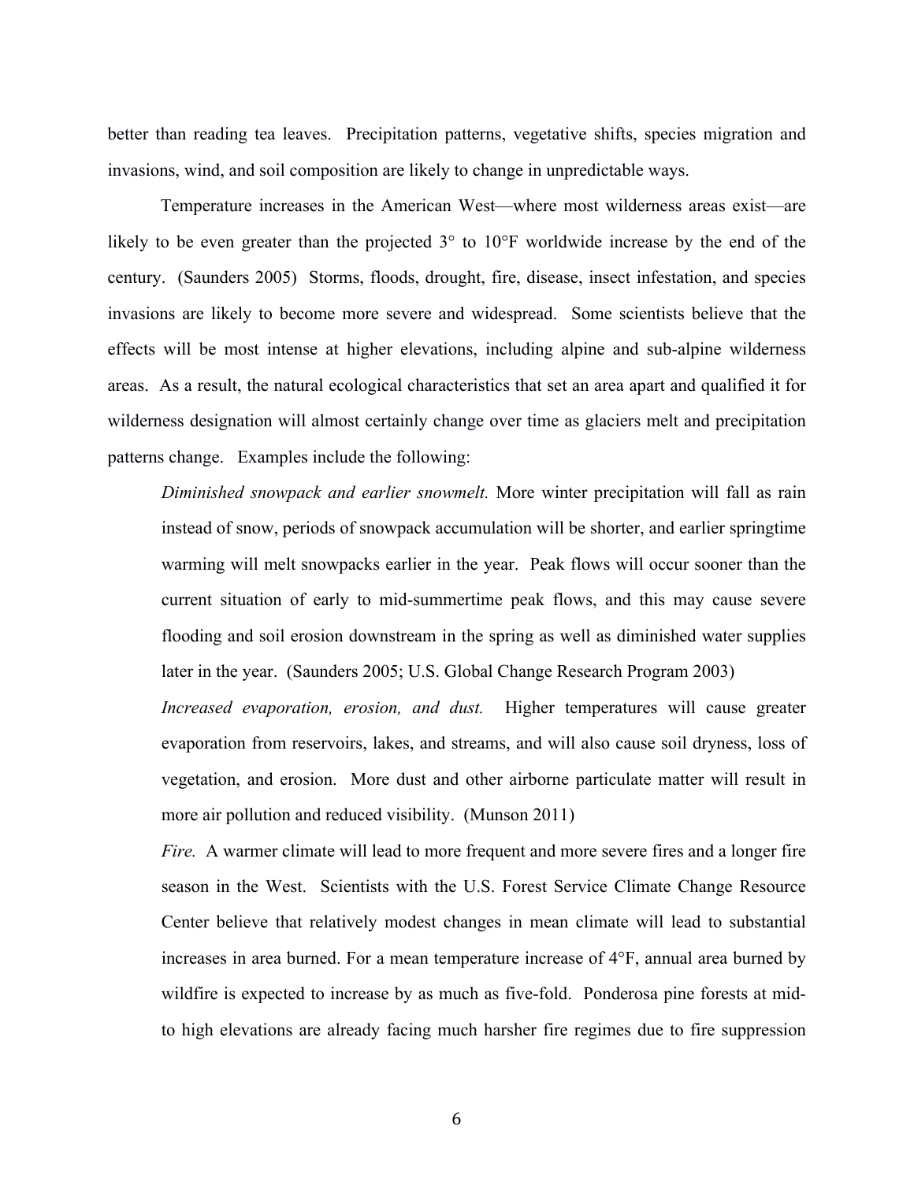better than reading tea leaves. Precipitation patterns, vegetative shifts, species migration and invasions, wind, and soil composition are likely to change in unpredictable ways.

Temperature increases in the American West—where most wilderness areas exist—are likely to be even greater than the projected 3° to 10°F worldwide increase by the end of the century. (Saunders 2005) Storms, floods, drought, fire, disease, insect infestation, and species invasions are likely to become more severe and widespread. Some scientists believe that the effects will be most intense at higher elevations, including alpine and sub-alpine wilderness areas. As a result, the natural ecological characteristics that set an area apart and qualified it for wilderness designation will almost certainly change over time as glaciers melt and precipitation patterns change. Examples include the following:

> *Diminished snowpack and earlier snowmelt.* More winter precipitation will fall as rain instead of snow, periods of snowpack accumulation will be shorter, and earlier springtime warming will melt snowpacks earlier in the year. Peak flows will occur sooner than the current situation of early to mid-summertime peak flows, and this may cause severe flooding and soil erosion downstream in the spring as well as diminished water supplies later in the year. (Saunders 2005; U.S. Global Change Research Program 2003)
>
> *Increased evaporation, erosion, and dust.* Higher temperatures will cause greater evaporation from reservoirs, lakes, and streams, and will also cause soil dryness, loss of vegetation, and erosion. More dust and other airborne particulate matter will result in more air pollution and reduced visibility. (Munson 2011)
>
> *Fire.* A warmer climate will lead to more frequent and more severe fires and a longer fire season in the West. Scientists with the U.S. Forest Service Climate Change Resource Center believe that relatively modest changes in mean climate will lead to substantial increases in area burned. For a mean temperature increase of 4°F, annual area burned by wildfire is expected to increase by as much as five-fold. Ponderosa pine forests at mid- to high elevations are already facing much harsher fire regimes due to fire suppression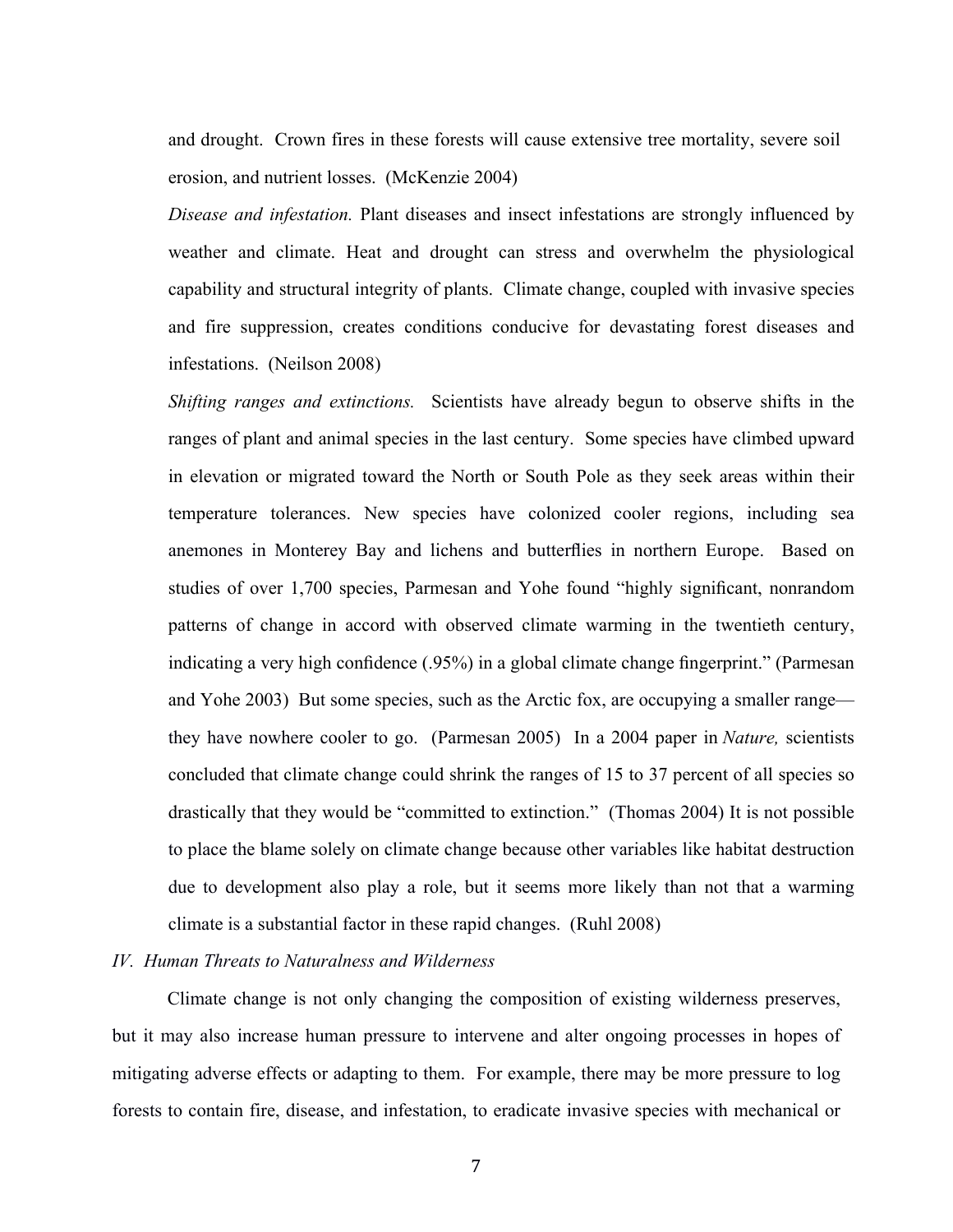and drought. Crown fires in these forests will cause extensive tree mortality, severe soil erosion, and nutrient losses. (McKenzie 2004)

*Disease and infestation.* Plant diseases and insect infestations are strongly influenced by weather and climate. Heat and drought can stress and overwhelm the physiological capability and structural integrity of plants. Climate change, coupled with invasive species and fire suppression, creates conditions conducive for devastating forest diseases and infestations. (Neilson 2008)

*Shifting ranges and extinctions.* Scientists have already begun to observe shifts in the ranges of plant and animal species in the last century. Some species have climbed upward in elevation or migrated toward the North or South Pole as they seek areas within their temperature tolerances. New species have colonized cooler regions, including sea anemones in Monterey Bay and lichens and butterflies in northern Europe. Based on studies of over 1,700 species, Parmesan and Yohe found "highly significant, nonrandom patterns of change in accord with observed climate warming in the twentieth century, indicating a very high confidence (.95%) in a global climate change fingerprint." (Parmesan and Yohe 2003) But some species, such as the Arctic fox, are occupying a smaller range—they have nowhere cooler to go. (Parmesan 2005) In a 2004 paper in *Nature,* scientists concluded that climate change could shrink the ranges of 15 to 37 percent of all species so drastically that they would be "committed to extinction." (Thomas 2004) It is not possible to place the blame solely on climate change because other variables like habitat destruction due to development also play a role, but it seems more likely than not that a warming climate is a substantial factor in these rapid changes. (Ruhl 2008)

## *IV. Human Threats to Naturalness and Wilderness*

Climate change is not only changing the composition of existing wilderness preserves, but it may also increase human pressure to intervene and alter ongoing processes in hopes of mitigating adverse effects or adapting to them. For example, there may be more pressure to log forests to contain fire, disease, and infestation, to eradicate invasive species with mechanical or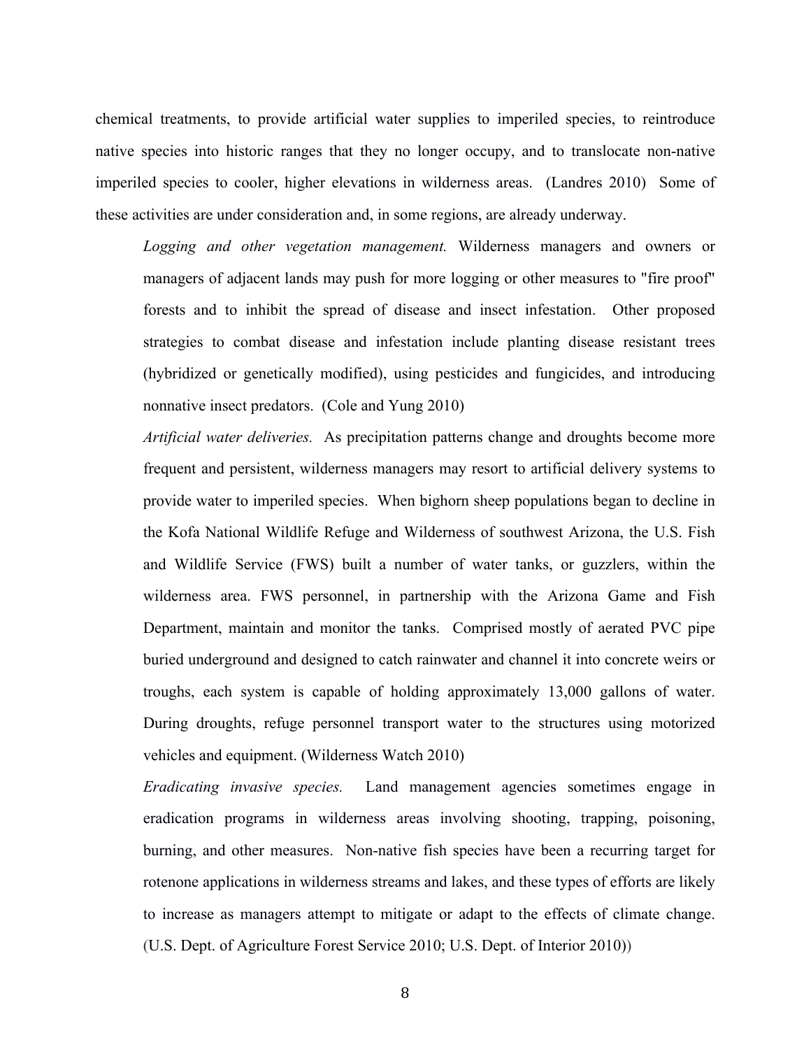chemical treatments, to provide artificial water supplies to imperiled species, to reintroduce native species into historic ranges that they no longer occupy, and to translocate non-native imperiled species to cooler, higher elevations in wilderness areas. (Landres 2010) Some of these activities are under consideration and, in some regions, are already underway.

> *Logging and other vegetation management.* Wilderness managers and owners or managers of adjacent lands may push for more logging or other measures to "fire proof" forests and to inhibit the spread of disease and insect infestation. Other proposed strategies to combat disease and infestation include planting disease resistant trees (hybridized or genetically modified), using pesticides and fungicides, and introducing nonnative insect predators. (Cole and Yung 2010)
>
> *Artificial water deliveries.* As precipitation patterns change and droughts become more frequent and persistent, wilderness managers may resort to artificial delivery systems to provide water to imperiled species. When bighorn sheep populations began to decline in the Kofa National Wildlife Refuge and Wilderness of southwest Arizona, the U.S. Fish and Wildlife Service (FWS) built a number of water tanks, or guzzlers, within the wilderness area. FWS personnel, in partnership with the Arizona Game and Fish Department, maintain and monitor the tanks. Comprised mostly of aerated PVC pipe buried underground and designed to catch rainwater and channel it into concrete weirs or troughs, each system is capable of holding approximately 13,000 gallons of water. During droughts, refuge personnel transport water to the structures using motorized vehicles and equipment. (Wilderness Watch 2010)
>
> *Eradicating invasive species.* Land management agencies sometimes engage in eradication programs in wilderness areas involving shooting, trapping, poisoning, burning, and other measures. Non-native fish species have been a recurring target for rotenone applications in wilderness streams and lakes, and these types of efforts are likely to increase as managers attempt to mitigate or adapt to the effects of climate change. (U.S. Dept. of Agriculture Forest Service 2010; U.S. Dept. of Interior 2010))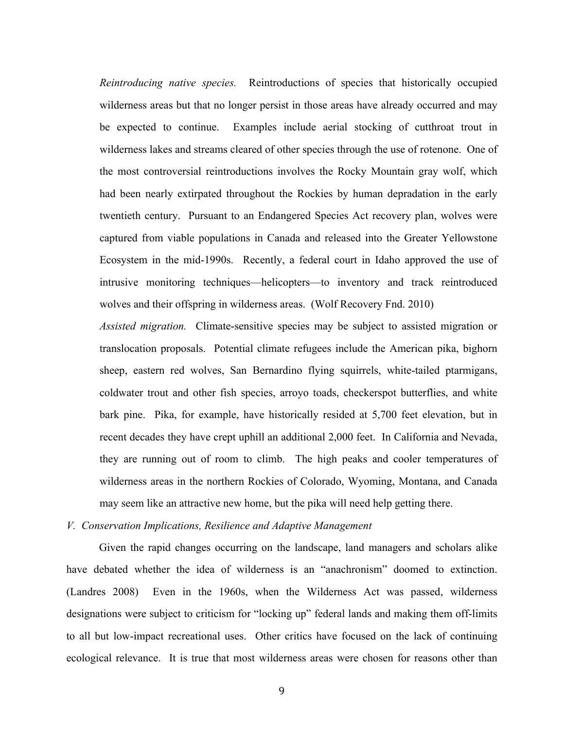*Reintroducing native species.* Reintroductions of species that historically occupied wilderness areas but that no longer persist in those areas have already occurred and may be expected to continue. Examples include aerial stocking of cutthroat trout in wilderness lakes and streams cleared of other species through the use of rotenone. One of the most controversial reintroductions involves the Rocky Mountain gray wolf, which had been nearly extirpated throughout the Rockies by human depradation in the early twentieth century. Pursuant to an Endangered Species Act recovery plan, wolves were captured from viable populations in Canada and released into the Greater Yellowstone Ecosystem in the mid-1990s. Recently, a federal court in Idaho approved the use of intrusive monitoring techniques—helicopters—to inventory and track reintroduced wolves and their offspring in wilderness areas. (Wolf Recovery Fnd. 2010)

*Assisted migration.* Climate-sensitive species may be subject to assisted migration or translocation proposals. Potential climate refugees include the American pika, bighorn sheep, eastern red wolves, San Bernardino flying squirrels, white-tailed ptarmigans, coldwater trout and other fish species, arroyo toads, checkerspot butterflies, and white bark pine. Pika, for example, have historically resided at 5,700 feet elevation, but in recent decades they have crept uphill an additional 2,000 feet. In California and Nevada, they are running out of room to climb. The high peaks and cooler temperatures of wilderness areas in the northern Rockies of Colorado, Wyoming, Montana, and Canada may seem like an attractive new home, but the pika will need help getting there.

## *V. Conservation Implications, Resilience and Adaptive Management*

Given the rapid changes occurring on the landscape, land managers and scholars alike have debated whether the idea of wilderness is an "anachronism" doomed to extinction. (Landres 2008) Even in the 1960s, when the Wilderness Act was passed, wilderness designations were subject to criticism for "locking up" federal lands and making them off-limits to all but low-impact recreational uses. Other critics have focused on the lack of continuing ecological relevance. It is true that most wilderness areas were chosen for reasons other than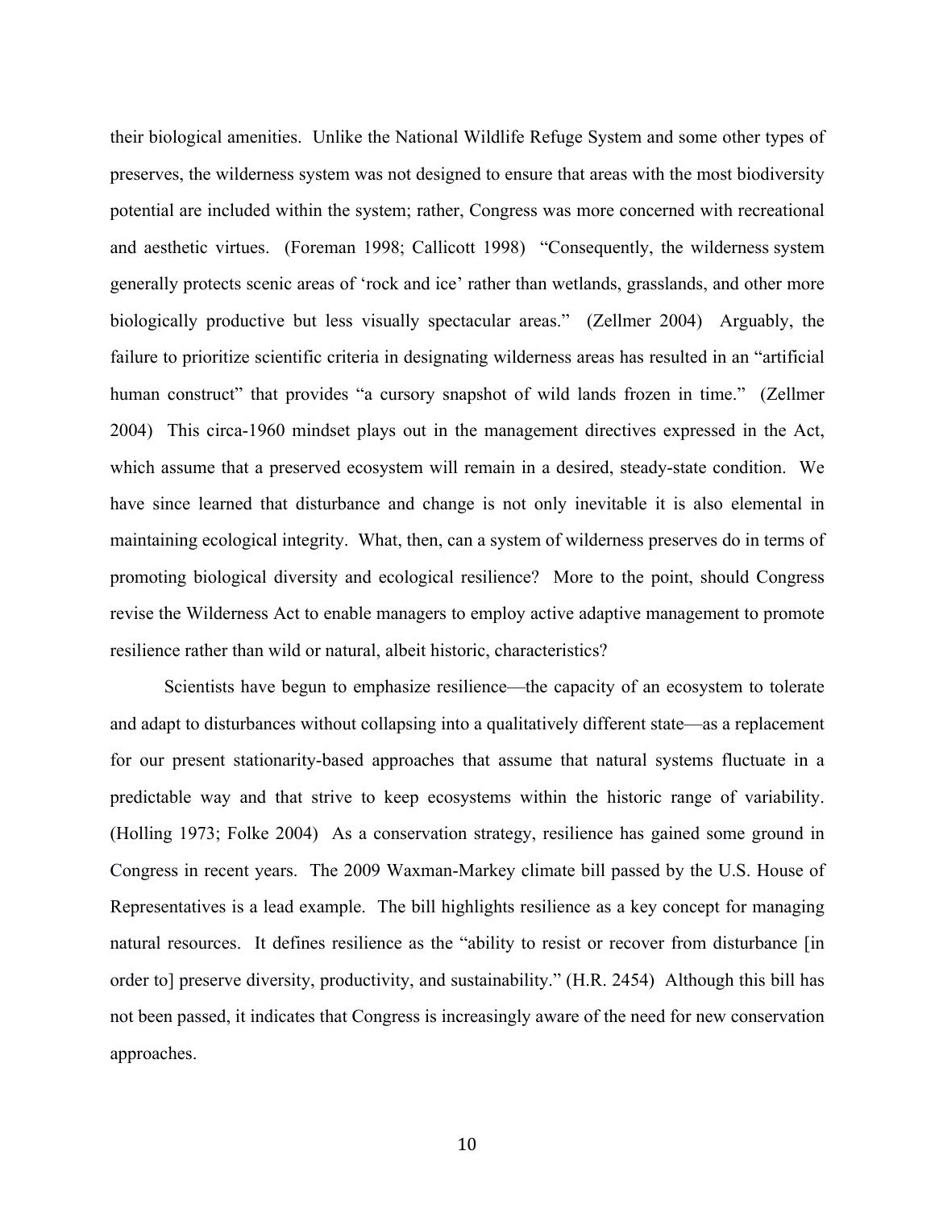their biological amenities. Unlike the National Wildlife Refuge System and some other types of preserves, the wilderness system was not designed to ensure that areas with the most biodiversity potential are included within the system; rather, Congress was more concerned with recreational and aesthetic virtues. (Foreman 1998; Callicott 1998) "Consequently, the wilderness system generally protects scenic areas of 'rock and ice' rather than wetlands, grasslands, and other more biologically productive but less visually spectacular areas." (Zellmer 2004) Arguably, the failure to prioritize scientific criteria in designating wilderness areas has resulted in an "artificial human construct" that provides "a cursory snapshot of wild lands frozen in time." (Zellmer 2004) This circa-1960 mindset plays out in the management directives expressed in the Act, which assume that a preserved ecosystem will remain in a desired, steady-state condition. We have since learned that disturbance and change is not only inevitable it is also elemental in maintaining ecological integrity. What, then, can a system of wilderness preserves do in terms of promoting biological diversity and ecological resilience? More to the point, should Congress revise the Wilderness Act to enable managers to employ active adaptive management to promote resilience rather than wild or natural, albeit historic, characteristics?

Scientists have begun to emphasize resilience—the capacity of an ecosystem to tolerate and adapt to disturbances without collapsing into a qualitatively different state—as a replacement for our present stationarity-based approaches that assume that natural systems fluctuate in a predictable way and that strive to keep ecosystems within the historic range of variability. (Holling 1973; Folke 2004) As a conservation strategy, resilience has gained some ground in Congress in recent years. The 2009 Waxman-Markey climate bill passed by the U.S. House of Representatives is a lead example. The bill highlights resilience as a key concept for managing natural resources. It defines resilience as the "ability to resist or recover from disturbance [in order to] preserve diversity, productivity, and sustainability." (H.R. 2454) Although this bill has not been passed, it indicates that Congress is increasingly aware of the need for new conservation approaches.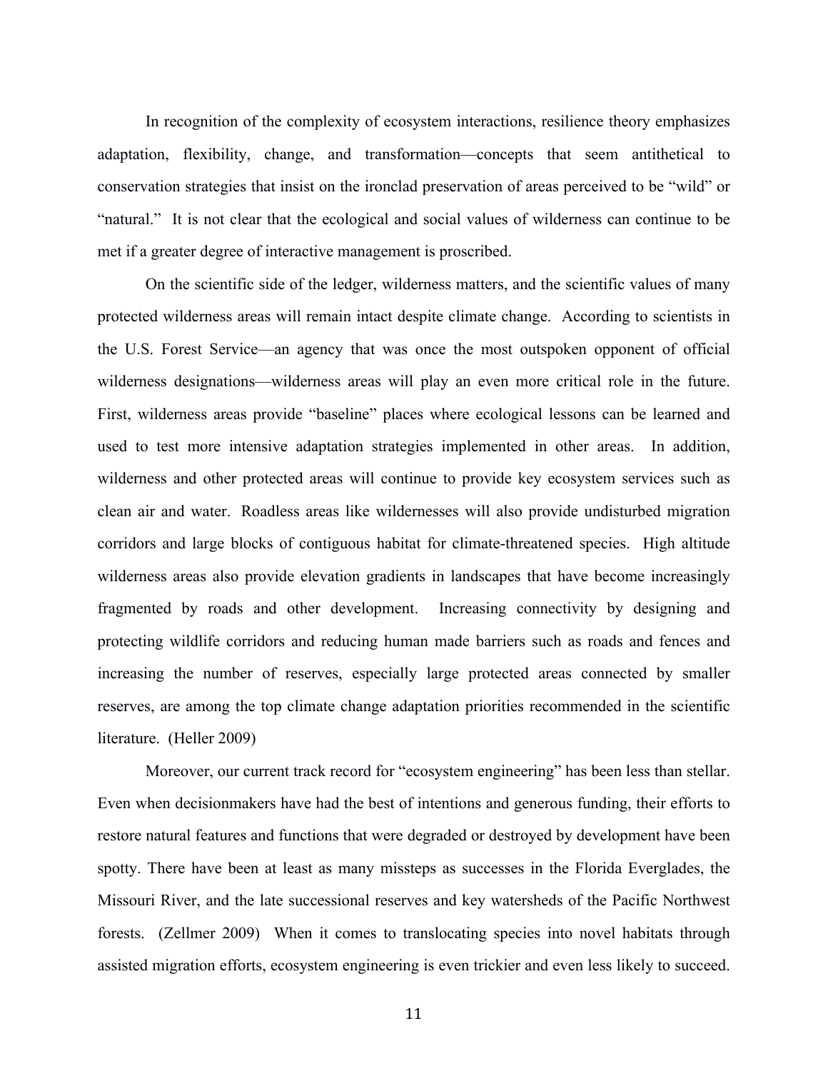In recognition of the complexity of ecosystem interactions, resilience theory emphasizes adaptation, flexibility, change, and transformation—concepts that seem antithetical to conservation strategies that insist on the ironclad preservation of areas perceived to be "wild" or "natural." It is not clear that the ecological and social values of wilderness can continue to be met if a greater degree of interactive management is proscribed.

On the scientific side of the ledger, wilderness matters, and the scientific values of many protected wilderness areas will remain intact despite climate change. According to scientists in the U.S. Forest Service—an agency that was once the most outspoken opponent of official wilderness designations—wilderness areas will play an even more critical role in the future. First, wilderness areas provide "baseline" places where ecological lessons can be learned and used to test more intensive adaptation strategies implemented in other areas. In addition, wilderness and other protected areas will continue to provide key ecosystem services such as clean air and water. Roadless areas like wildernesses will also provide undisturbed migration corridors and large blocks of contiguous habitat for climate-threatened species. High altitude wilderness areas also provide elevation gradients in landscapes that have become increasingly fragmented by roads and other development. Increasing connectivity by designing and protecting wildlife corridors and reducing human made barriers such as roads and fences and increasing the number of reserves, especially large protected areas connected by smaller reserves, are among the top climate change adaptation priorities recommended in the scientific literature. (Heller 2009)

Moreover, our current track record for "ecosystem engineering" has been less than stellar. Even when decisionmakers have had the best of intentions and generous funding, their efforts to restore natural features and functions that were degraded or destroyed by development have been spotty. There have been at least as many missteps as successes in the Florida Everglades, the Missouri River, and the late successional reserves and key watersheds of the Pacific Northwest forests. (Zellmer 2009) When it comes to translocating species into novel habitats through assisted migration efforts, ecosystem engineering is even trickier and even less likely to succeed.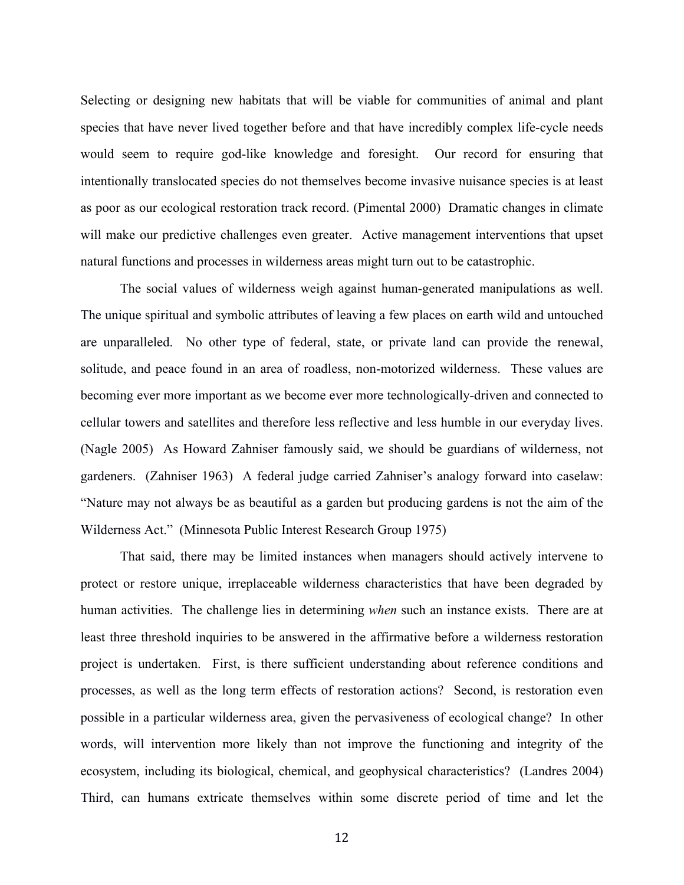Selecting or designing new habitats that will be viable for communities of animal and plant species that have never lived together before and that have incredibly complex life-cycle needs would seem to require god-like knowledge and foresight. Our record for ensuring that intentionally translocated species do not themselves become invasive nuisance species is at least as poor as our ecological restoration track record. (Pimental 2000) Dramatic changes in climate will make our predictive challenges even greater. Active management interventions that upset natural functions and processes in wilderness areas might turn out to be catastrophic.

The social values of wilderness weigh against human-generated manipulations as well. The unique spiritual and symbolic attributes of leaving a few places on earth wild and untouched are unparalleled. No other type of federal, state, or private land can provide the renewal, solitude, and peace found in an area of roadless, non-motorized wilderness. These values are becoming ever more important as we become ever more technologically-driven and connected to cellular towers and satellites and therefore less reflective and less humble in our everyday lives. (Nagle 2005) As Howard Zahniser famously said, we should be guardians of wilderness, not gardeners. (Zahniser 1963) A federal judge carried Zahniser's analogy forward into caselaw: "Nature may not always be as beautiful as a garden but producing gardens is not the aim of the Wilderness Act." (Minnesota Public Interest Research Group 1975)

That said, there may be limited instances when managers should actively intervene to protect or restore unique, irreplaceable wilderness characteristics that have been degraded by human activities. The challenge lies in determining *when* such an instance exists. There are at least three threshold inquiries to be answered in the affirmative before a wilderness restoration project is undertaken. First, is there sufficient understanding about reference conditions and processes, as well as the long term effects of restoration actions? Second, is restoration even possible in a particular wilderness area, given the pervasiveness of ecological change? In other words, will intervention more likely than not improve the functioning and integrity of the ecosystem, including its biological, chemical, and geophysical characteristics? (Landres 2004) Third, can humans extricate themselves within some discrete period of time and let the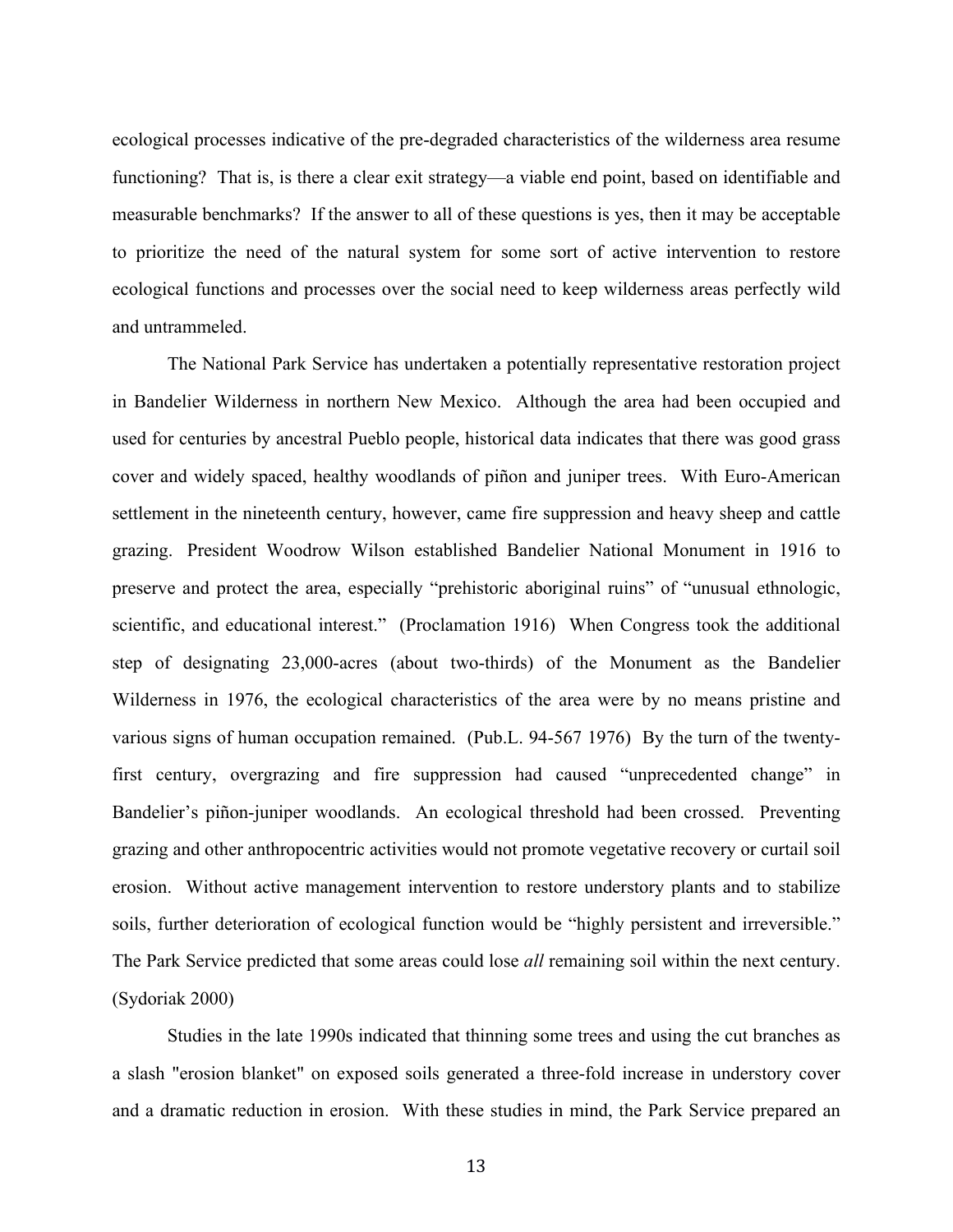ecological processes indicative of the pre-degraded characteristics of the wilderness area resume functioning? That is, is there a clear exit strategy—a viable end point, based on identifiable and measurable benchmarks? If the answer to all of these questions is yes, then it may be acceptable to prioritize the need of the natural system for some sort of active intervention to restore ecological functions and processes over the social need to keep wilderness areas perfectly wild and untrammeled.

The National Park Service has undertaken a potentially representative restoration project in Bandelier Wilderness in northern New Mexico. Although the area had been occupied and used for centuries by ancestral Pueblo people, historical data indicates that there was good grass cover and widely spaced, healthy woodlands of piñon and juniper trees. With Euro-American settlement in the nineteenth century, however, came fire suppression and heavy sheep and cattle grazing. President Woodrow Wilson established Bandelier National Monument in 1916 to preserve and protect the area, especially "prehistoric aboriginal ruins" of "unusual ethnologic, scientific, and educational interest." (Proclamation 1916) When Congress took the additional step of designating 23,000-acres (about two-thirds) of the Monument as the Bandelier Wilderness in 1976, the ecological characteristics of the area were by no means pristine and various signs of human occupation remained. (Pub.L. 94-567 1976) By the turn of the twenty-first century, overgrazing and fire suppression had caused "unprecedented change" in Bandelier's piñon-juniper woodlands. An ecological threshold had been crossed. Preventing grazing and other anthropocentric activities would not promote vegetative recovery or curtail soil erosion. Without active management intervention to restore understory plants and to stabilize soils, further deterioration of ecological function would be "highly persistent and irreversible." The Park Service predicted that some areas could lose *all* remaining soil within the next century. (Sydoriak 2000)

Studies in the late 1990s indicated that thinning some trees and using the cut branches as a slash "erosion blanket" on exposed soils generated a three-fold increase in understory cover and a dramatic reduction in erosion. With these studies in mind, the Park Service prepared an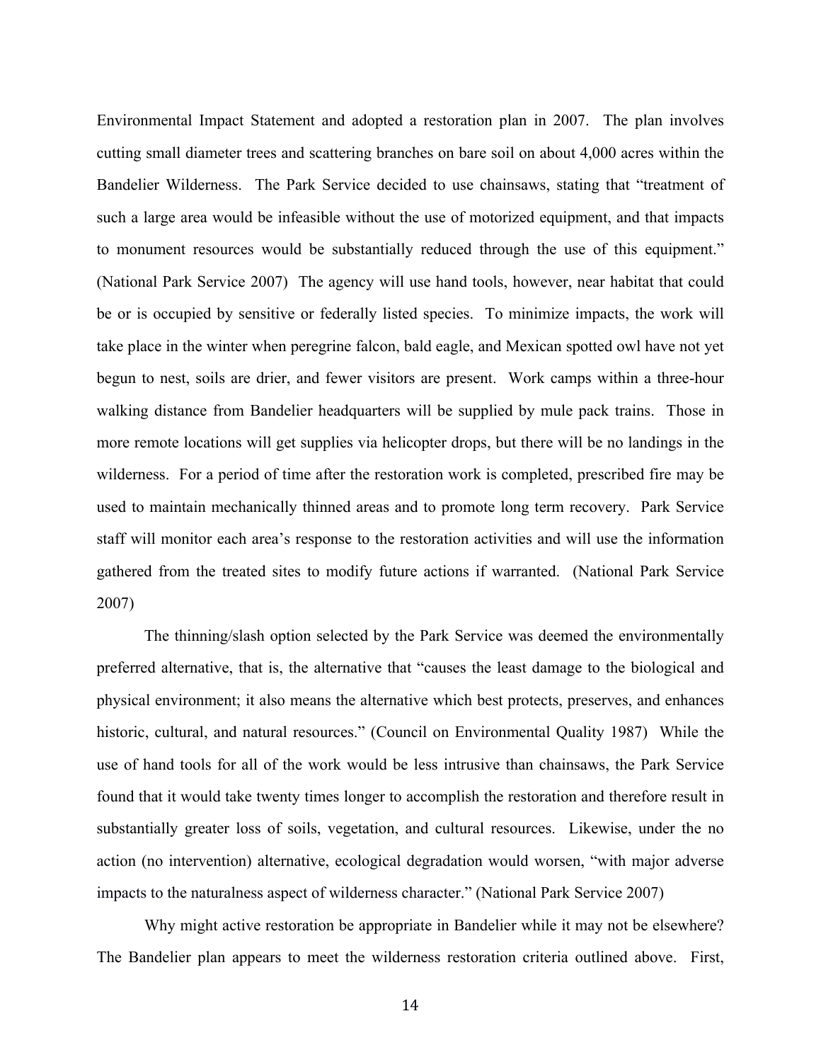Environmental Impact Statement and adopted a restoration plan in 2007. The plan involves cutting small diameter trees and scattering branches on bare soil on about 4,000 acres within the Bandelier Wilderness. The Park Service decided to use chainsaws, stating that "treatment of such a large area would be infeasible without the use of motorized equipment, and that impacts to monument resources would be substantially reduced through the use of this equipment." (National Park Service 2007) The agency will use hand tools, however, near habitat that could be or is occupied by sensitive or federally listed species. To minimize impacts, the work will take place in the winter when peregrine falcon, bald eagle, and Mexican spotted owl have not yet begun to nest, soils are drier, and fewer visitors are present. Work camps within a three-hour walking distance from Bandelier headquarters will be supplied by mule pack trains. Those in more remote locations will get supplies via helicopter drops, but there will be no landings in the wilderness. For a period of time after the restoration work is completed, prescribed fire may be used to maintain mechanically thinned areas and to promote long term recovery. Park Service staff will monitor each area's response to the restoration activities and will use the information gathered from the treated sites to modify future actions if warranted. (National Park Service 2007)

The thinning/slash option selected by the Park Service was deemed the environmentally preferred alternative, that is, the alternative that "causes the least damage to the biological and physical environment; it also means the alternative which best protects, preserves, and enhances historic, cultural, and natural resources." (Council on Environmental Quality 1987) While the use of hand tools for all of the work would be less intrusive than chainsaws, the Park Service found that it would take twenty times longer to accomplish the restoration and therefore result in substantially greater loss of soils, vegetation, and cultural resources. Likewise, under the no action (no intervention) alternative, ecological degradation would worsen, "with major adverse impacts to the naturalness aspect of wilderness character." (National Park Service 2007)

Why might active restoration be appropriate in Bandelier while it may not be elsewhere? The Bandelier plan appears to meet the wilderness restoration criteria outlined above. First,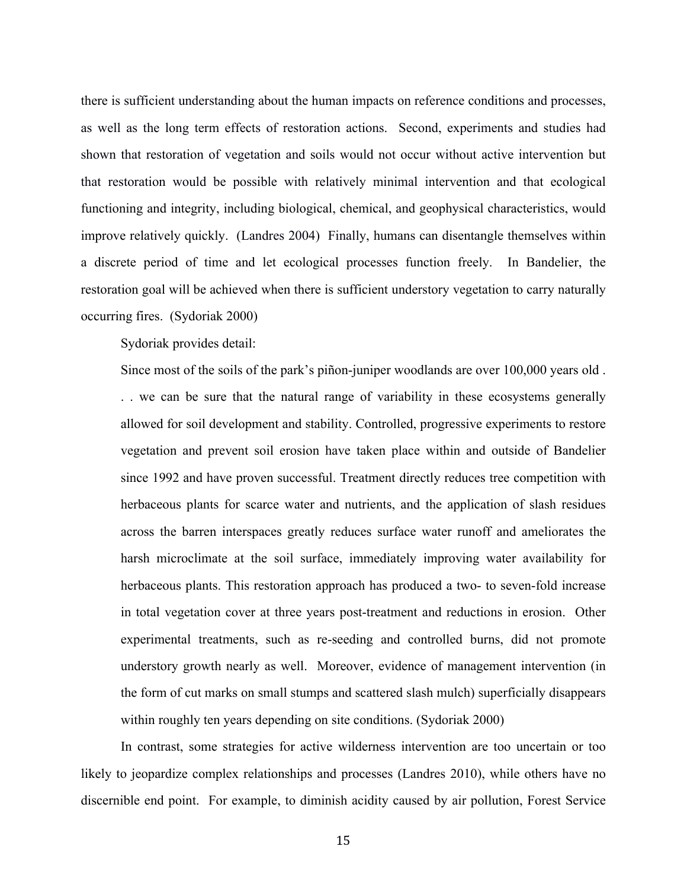there is sufficient understanding about the human impacts on reference conditions and processes, as well as the long term effects of restoration actions. Second, experiments and studies had shown that restoration of vegetation and soils would not occur without active intervention but that restoration would be possible with relatively minimal intervention and that ecological functioning and integrity, including biological, chemical, and geophysical characteristics, would improve relatively quickly. (Landres 2004) Finally, humans can disentangle themselves within a discrete period of time and let ecological processes function freely. In Bandelier, the restoration goal will be achieved when there is sufficient understory vegetation to carry naturally occurring fires. (Sydoriak 2000)

Sydoriak provides detail:

> Since most of the soils of the park's piñon-juniper woodlands are over 100,000 years old . . . we can be sure that the natural range of variability in these ecosystems generally allowed for soil development and stability. Controlled, progressive experiments to restore vegetation and prevent soil erosion have taken place within and outside of Bandelier since 1992 and have proven successful. Treatment directly reduces tree competition with herbaceous plants for scarce water and nutrients, and the application of slash residues across the barren interspaces greatly reduces surface water runoff and ameliorates the harsh microclimate at the soil surface, immediately improving water availability for herbaceous plants. This restoration approach has produced a two- to seven-fold increase in total vegetation cover at three years post-treatment and reductions in erosion. Other experimental treatments, such as re-seeding and controlled burns, did not promote understory growth nearly as well. Moreover, evidence of management intervention (in the form of cut marks on small stumps and scattered slash mulch) superficially disappears within roughly ten years depending on site conditions. (Sydoriak 2000)

In contrast, some strategies for active wilderness intervention are too uncertain or too likely to jeopardize complex relationships and processes (Landres 2010), while others have no discernible end point. For example, to diminish acidity caused by air pollution, Forest Service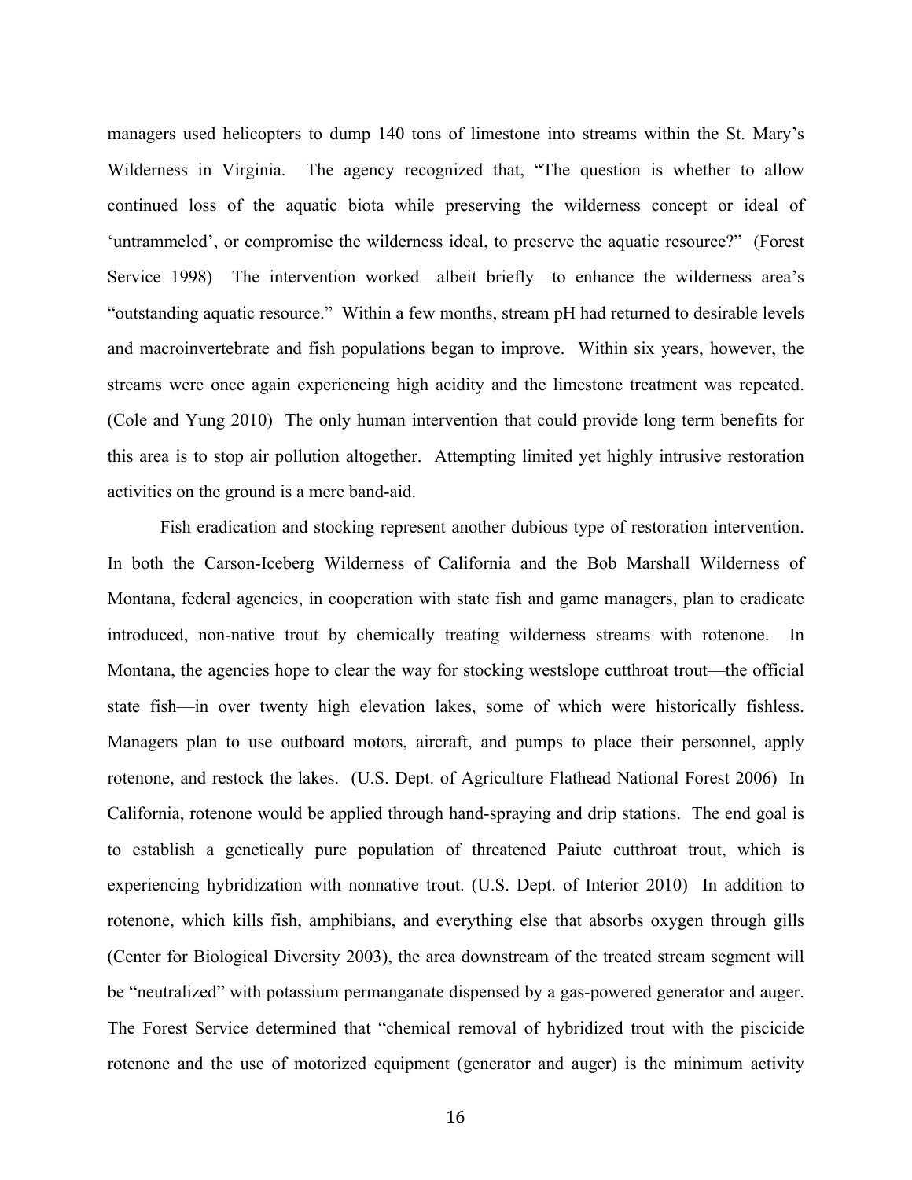managers used helicopters to dump 140 tons of limestone into streams within the St. Mary's Wilderness in Virginia. The agency recognized that, "The question is whether to allow continued loss of the aquatic biota while preserving the wilderness concept or ideal of 'untrammeled', or compromise the wilderness ideal, to preserve the aquatic resource?" (Forest Service 1998) The intervention worked—albeit briefly—to enhance the wilderness area's "outstanding aquatic resource." Within a few months, stream pH had returned to desirable levels and macroinvertebrate and fish populations began to improve. Within six years, however, the streams were once again experiencing high acidity and the limestone treatment was repeated. (Cole and Yung 2010) The only human intervention that could provide long term benefits for this area is to stop air pollution altogether. Attempting limited yet highly intrusive restoration activities on the ground is a mere band-aid.

Fish eradication and stocking represent another dubious type of restoration intervention. In both the Carson-Iceberg Wilderness of California and the Bob Marshall Wilderness of Montana, federal agencies, in cooperation with state fish and game managers, plan to eradicate introduced, non-native trout by chemically treating wilderness streams with rotenone. In Montana, the agencies hope to clear the way for stocking westslope cutthroat trout—the official state fish—in over twenty high elevation lakes, some of which were historically fishless. Managers plan to use outboard motors, aircraft, and pumps to place their personnel, apply rotenone, and restock the lakes. (U.S. Dept. of Agriculture Flathead National Forest 2006) In California, rotenone would be applied through hand-spraying and drip stations. The end goal is to establish a genetically pure population of threatened Paiute cutthroat trout, which is experiencing hybridization with nonnative trout. (U.S. Dept. of Interior 2010) In addition to rotenone, which kills fish, amphibians, and everything else that absorbs oxygen through gills (Center for Biological Diversity 2003), the area downstream of the treated stream segment will be "neutralized" with potassium permanganate dispensed by a gas-powered generator and auger. The Forest Service determined that "chemical removal of hybridized trout with the piscicide rotenone and the use of motorized equipment (generator and auger) is the minimum activity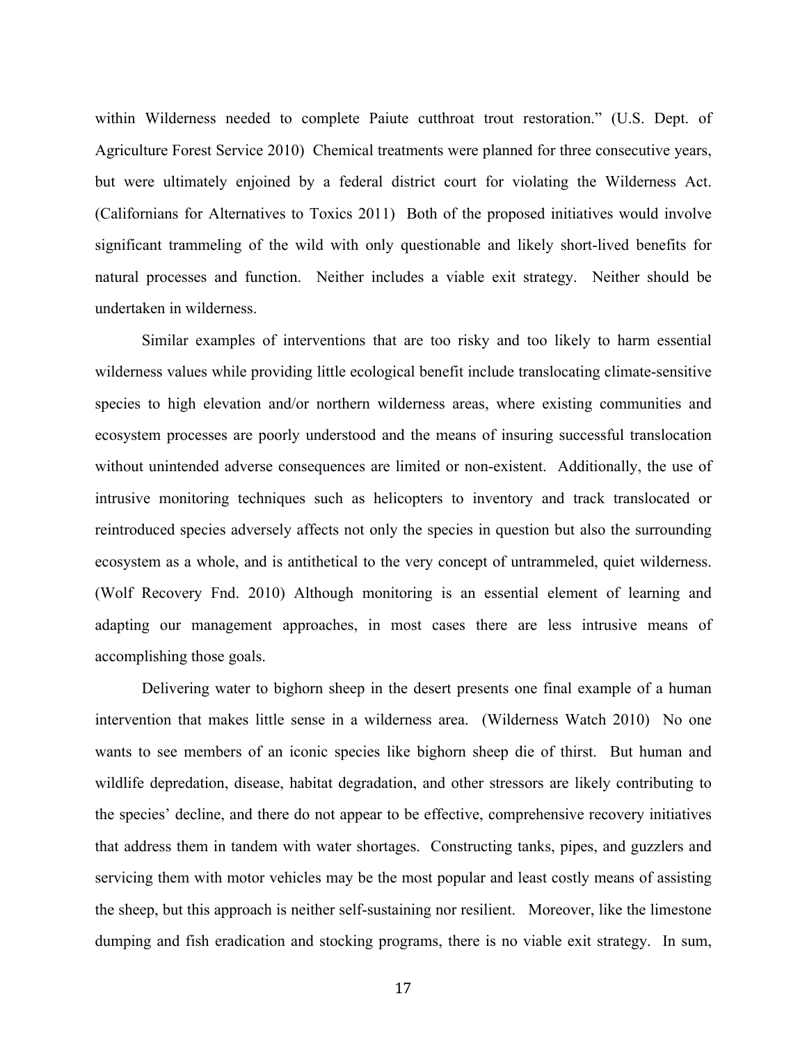within Wilderness needed to complete Paiute cutthroat trout restoration." (U.S. Dept. of Agriculture Forest Service 2010) Chemical treatments were planned for three consecutive years, but were ultimately enjoined by a federal district court for violating the Wilderness Act. (Californians for Alternatives to Toxics 2011) Both of the proposed initiatives would involve significant trammeling of the wild with only questionable and likely short-lived benefits for natural processes and function. Neither includes a viable exit strategy. Neither should be undertaken in wilderness.

Similar examples of interventions that are too risky and too likely to harm essential wilderness values while providing little ecological benefit include translocating climate-sensitive species to high elevation and/or northern wilderness areas, where existing communities and ecosystem processes are poorly understood and the means of insuring successful translocation without unintended adverse consequences are limited or non-existent. Additionally, the use of intrusive monitoring techniques such as helicopters to inventory and track translocated or reintroduced species adversely affects not only the species in question but also the surrounding ecosystem as a whole, and is antithetical to the very concept of untrammeled, quiet wilderness. (Wolf Recovery Fnd. 2010) Although monitoring is an essential element of learning and adapting our management approaches, in most cases there are less intrusive means of accomplishing those goals.

Delivering water to bighorn sheep in the desert presents one final example of a human intervention that makes little sense in a wilderness area. (Wilderness Watch 2010) No one wants to see members of an iconic species like bighorn sheep die of thirst. But human and wildlife depredation, disease, habitat degradation, and other stressors are likely contributing to the species' decline, and there do not appear to be effective, comprehensive recovery initiatives that address them in tandem with water shortages. Constructing tanks, pipes, and guzzlers and servicing them with motor vehicles may be the most popular and least costly means of assisting the sheep, but this approach is neither self-sustaining nor resilient. Moreover, like the limestone dumping and fish eradication and stocking programs, there is no viable exit strategy. In sum,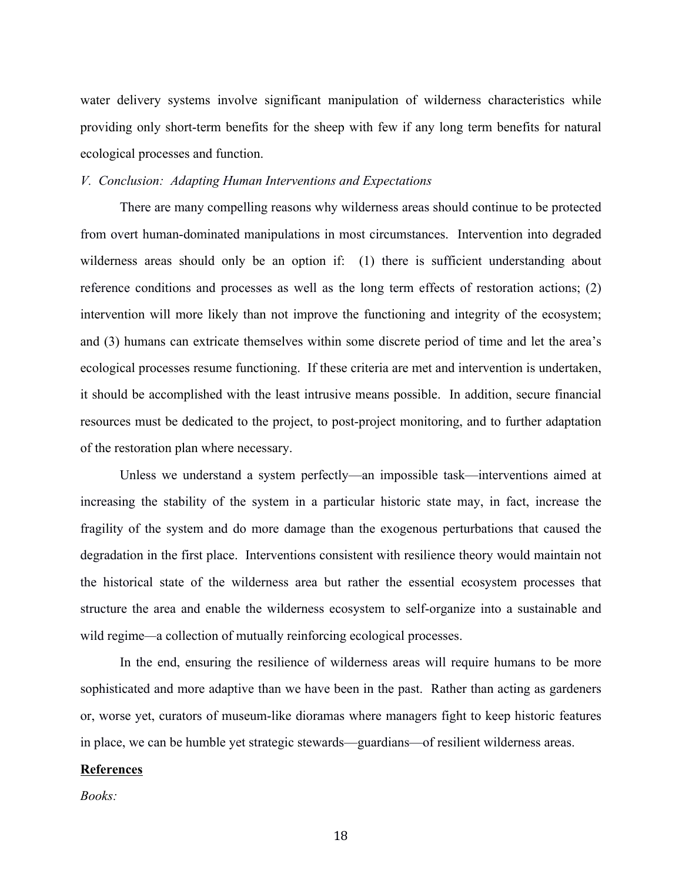water delivery systems involve significant manipulation of wilderness characteristics while providing only short-term benefits for the sheep with few if any long term benefits for natural ecological processes and function.

*V. Conclusion: Adapting Human Interventions and Expectations*

There are many compelling reasons why wilderness areas should continue to be protected from overt human-dominated manipulations in most circumstances. Intervention into degraded wilderness areas should only be an option if: (1) there is sufficient understanding about reference conditions and processes as well as the long term effects of restoration actions; (2) intervention will more likely than not improve the functioning and integrity of the ecosystem; and (3) humans can extricate themselves within some discrete period of time and let the area's ecological processes resume functioning. If these criteria are met and intervention is undertaken, it should be accomplished with the least intrusive means possible. In addition, secure financial resources must be dedicated to the project, to post-project monitoring, and to further adaptation of the restoration plan where necessary.

Unless we understand a system perfectly—an impossible task—interventions aimed at increasing the stability of the system in a particular historic state may, in fact, increase the fragility of the system and do more damage than the exogenous perturbations that caused the degradation in the first place. Interventions consistent with resilience theory would maintain not the historical state of the wilderness area but rather the essential ecosystem processes that structure the area and enable the wilderness ecosystem to self-organize into a sustainable and wild regime—a collection of mutually reinforcing ecological processes.

In the end, ensuring the resilience of wilderness areas will require humans to be more sophisticated and more adaptive than we have been in the past. Rather than acting as gardeners or, worse yet, curators of museum-like dioramas where managers fight to keep historic features in place, we can be humble yet strategic stewards—guardians—of resilient wilderness areas.

**References**

*Books:*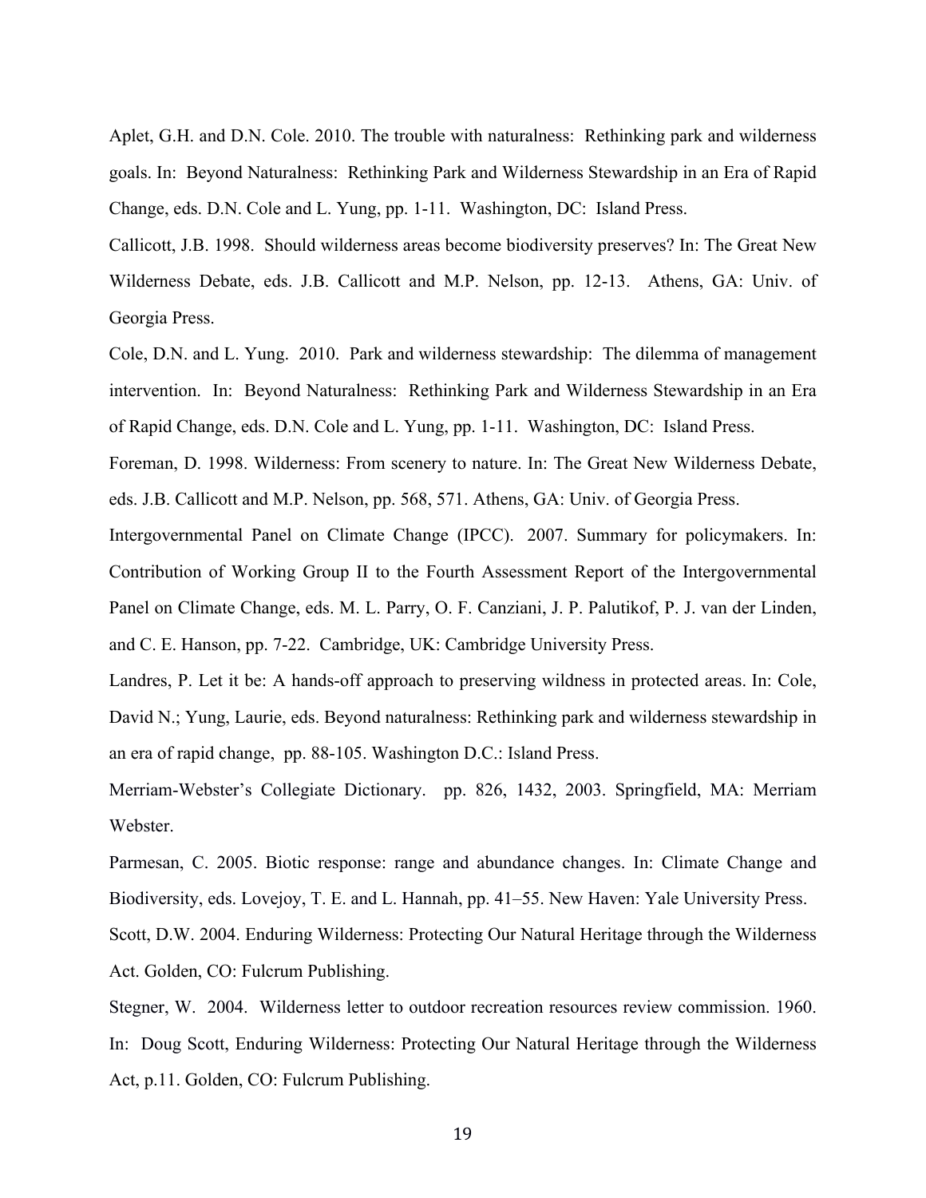Aplet, G.H. and D.N. Cole. 2010. The trouble with naturalness: Rethinking park and wilderness goals. In: Beyond Naturalness: Rethinking Park and Wilderness Stewardship in an Era of Rapid Change, eds. D.N. Cole and L. Yung, pp. 1-11. Washington, DC: Island Press.

Callicott, J.B. 1998. Should wilderness areas become biodiversity preserves? In: The Great New Wilderness Debate, eds. J.B. Callicott and M.P. Nelson, pp. 12-13. Athens, GA: Univ. of Georgia Press.

Cole, D.N. and L. Yung. 2010. Park and wilderness stewardship: The dilemma of management intervention. In: Beyond Naturalness: Rethinking Park and Wilderness Stewardship in an Era of Rapid Change, eds. D.N. Cole and L. Yung, pp. 1-11. Washington, DC: Island Press.

Foreman, D. 1998. Wilderness: From scenery to nature. In: The Great New Wilderness Debate, eds. J.B. Callicott and M.P. Nelson, pp. 568, 571. Athens, GA: Univ. of Georgia Press.

Intergovernmental Panel on Climate Change (IPCC). 2007. Summary for policymakers. In: Contribution of Working Group II to the Fourth Assessment Report of the Intergovernmental Panel on Climate Change, eds. M. L. Parry, O. F. Canziani, J. P. Palutikof, P. J. van der Linden, and C. E. Hanson, pp. 7-22. Cambridge, UK: Cambridge University Press.

Landres, P. Let it be: A hands-off approach to preserving wildness in protected areas. In: Cole, David N.; Yung, Laurie, eds. Beyond naturalness: Rethinking park and wilderness stewardship in an era of rapid change, pp. 88-105. Washington D.C.: Island Press.

Merriam-Webster's Collegiate Dictionary. pp. 826, 1432, 2003. Springfield, MA: Merriam Webster.

Parmesan, C. 2005. Biotic response: range and abundance changes. In: Climate Change and Biodiversity, eds. Lovejoy, T. E. and L. Hannah, pp. 41–55. New Haven: Yale University Press.

Scott, D.W. 2004. Enduring Wilderness: Protecting Our Natural Heritage through the Wilderness Act. Golden, CO: Fulcrum Publishing.

Stegner, W. 2004. Wilderness letter to outdoor recreation resources review commission. 1960. In: Doug Scott, Enduring Wilderness: Protecting Our Natural Heritage through the Wilderness Act, p.11. Golden, CO: Fulcrum Publishing.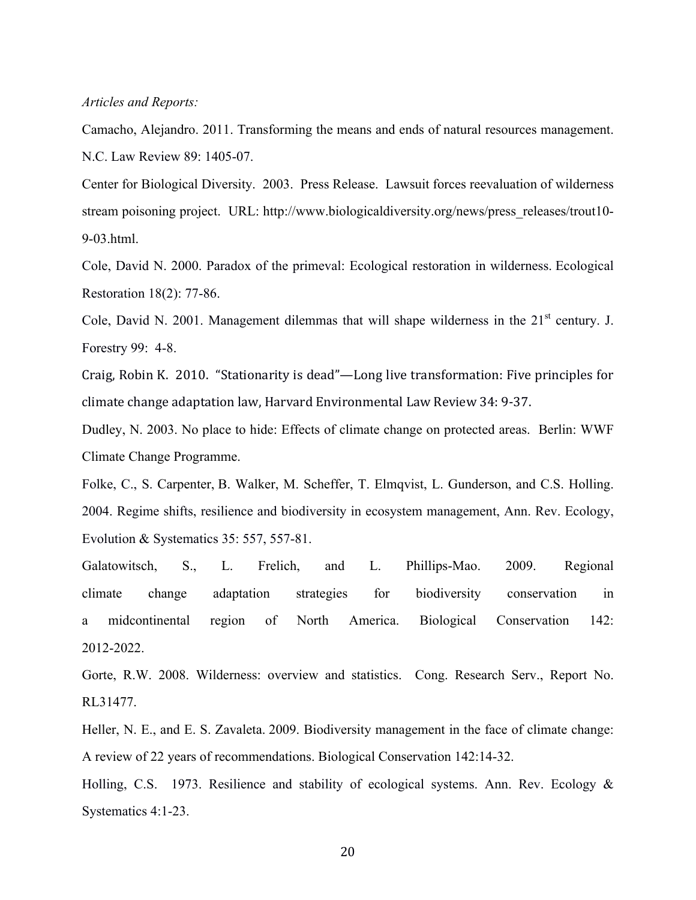*Articles and Reports:*

Camacho, Alejandro. 2011. Transforming the means and ends of natural resources management. N.C. Law Review 89: 1405-07.

Center for Biological Diversity. 2003. Press Release. Lawsuit forces reevaluation of wilderness stream poisoning project. URL: http://www.biologicaldiversity.org/news/press_releases/trout10-9-03.html.

Cole, David N. 2000. Paradox of the primeval: Ecological restoration in wilderness. Ecological Restoration 18(2): 77-86.

Cole, David N. 2001. Management dilemmas that will shape wilderness in the 21st century. J. Forestry 99: 4-8.

Craig, Robin K. 2010. "Stationarity is dead"—Long live transformation: Five principles for climate change adaptation law, Harvard Environmental Law Review 34: 9-37.

Dudley, N. 2003. No place to hide: Effects of climate change on protected areas. Berlin: WWF Climate Change Programme.

Folke, C., S. Carpenter, B. Walker, M. Scheffer, T. Elmqvist, L. Gunderson, and C.S. Holling. 2004. Regime shifts, resilience and biodiversity in ecosystem management, Ann. Rev. Ecology, Evolution & Systematics 35: 557, 557-81.

Galatowitsch, S., L. Frelich, and L. Phillips-Mao. 2009. Regional climate change adaptation strategies for biodiversity conservation in a midcontinental region of North America. Biological Conservation 142: 2012-2022.

Gorte, R.W. 2008. Wilderness: overview and statistics. Cong. Research Serv., Report No. RL31477.

Heller, N. E., and E. S. Zavaleta. 2009. Biodiversity management in the face of climate change: A review of 22 years of recommendations. Biological Conservation 142:14-32.

Holling, C.S. 1973. Resilience and stability of ecological systems. Ann. Rev. Ecology & Systematics 4:1-23.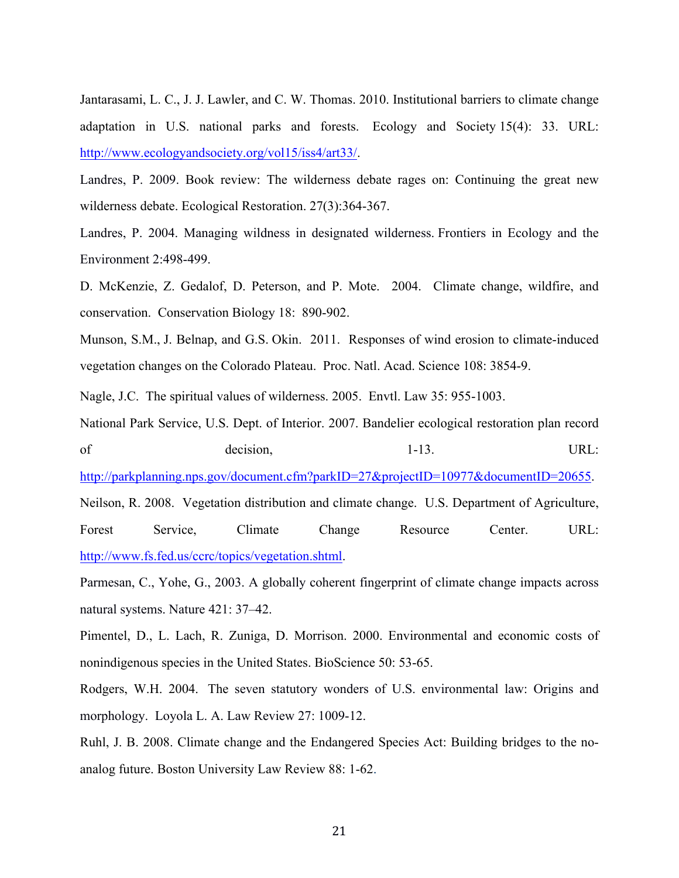Jantarasami, L. C., J. J. Lawler, and C. W. Thomas. 2010. Institutional barriers to climate change adaptation in U.S. national parks and forests. Ecology and Society 15(4): 33. URL: http://www.ecologyandsociety.org/vol15/iss4/art33/.

Landres, P. 2009. Book review: The wilderness debate rages on: Continuing the great new wilderness debate. Ecological Restoration. 27(3):364-367.

Landres, P. 2004. Managing wildness in designated wilderness. Frontiers in Ecology and the Environment 2:498-499.

D. McKenzie, Z. Gedalof, D. Peterson, and P. Mote. 2004. Climate change, wildfire, and conservation. Conservation Biology 18: 890-902.

Munson, S.M., J. Belnap, and G.S. Okin. 2011. Responses of wind erosion to climate-induced vegetation changes on the Colorado Plateau. Proc. Natl. Acad. Science 108: 3854-9.

Nagle, J.C. The spiritual values of wilderness. 2005. Envtl. Law 35: 955-1003.

National Park Service, U.S. Dept. of Interior. 2007. Bandelier ecological restoration plan record of decision, 1-13. URL: http://parkplanning.nps.gov/document.cfm?parkID=27&projectID=10977&documentID=20655.

Neilson, R. 2008. Vegetation distribution and climate change. U.S. Department of Agriculture, Forest Service, Climate Change Resource Center. URL: http://www.fs.fed.us/ccrc/topics/vegetation.shtml.

Parmesan, C., Yohe, G., 2003. A globally coherent fingerprint of climate change impacts across natural systems. Nature 421: 37–42.

Pimentel, D., L. Lach, R. Zuniga, D. Morrison. 2000. Environmental and economic costs of nonindigenous species in the United States. BioScience 50: 53-65.

Rodgers, W.H. 2004. The seven statutory wonders of U.S. environmental law: Origins and morphology. Loyola L. A. Law Review 27: 1009-12.

Ruhl, J. B. 2008. Climate change and the Endangered Species Act: Building bridges to the no-analog future. Boston University Law Review 88: 1-62.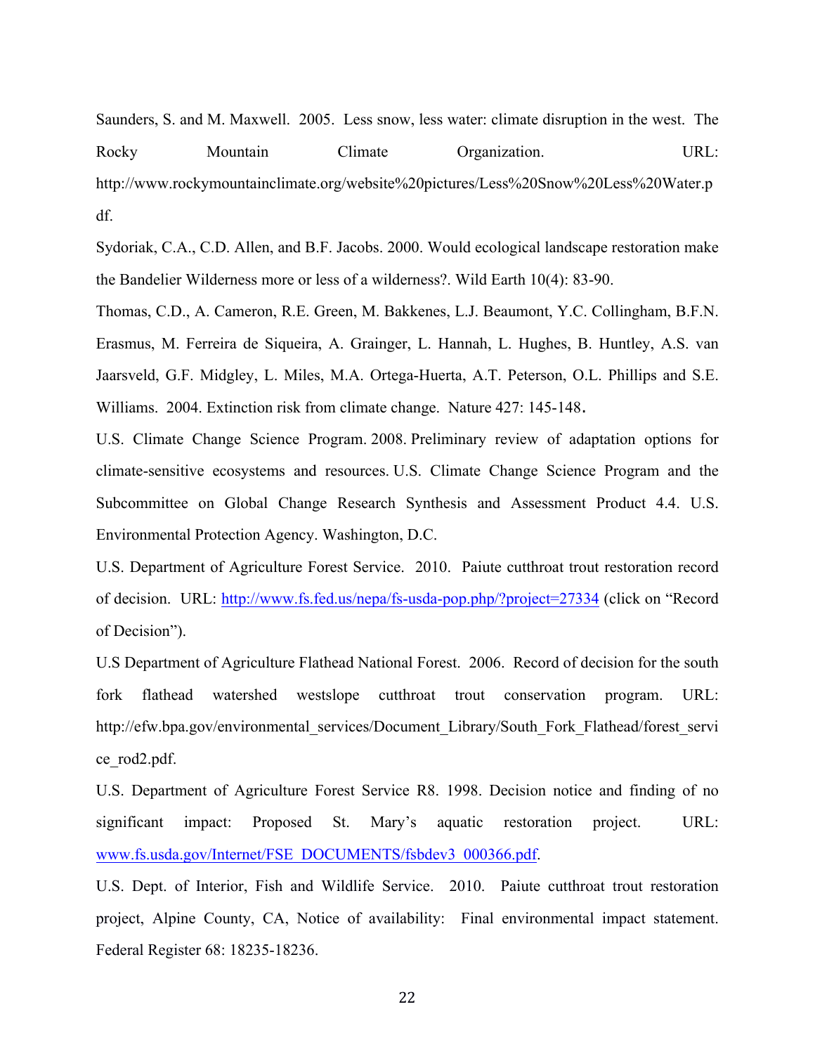Saunders, S. and M. Maxwell. 2005. Less snow, less water: climate disruption in the west. The Rocky Mountain Climate Organization. URL: http://www.rockymountainclimate.org/website%20pictures/Less%20Snow%20Less%20Water.pdf.

Sydoriak, C.A., C.D. Allen, and B.F. Jacobs. 2000. Would ecological landscape restoration make the Bandelier Wilderness more or less of a wilderness?. Wild Earth 10(4): 83-90.

Thomas, C.D., A. Cameron, R.E. Green, M. Bakkenes, L.J. Beaumont, Y.C. Collingham, B.F.N. Erasmus, M. Ferreira de Siqueira, A. Grainger, L. Hannah, L. Hughes, B. Huntley, A.S. van Jaarsveld, G.F. Midgley, L. Miles, M.A. Ortega-Huerta, A.T. Peterson, O.L. Phillips and S.E. Williams. 2004. Extinction risk from climate change. Nature 427: 145-148.

U.S. Climate Change Science Program. 2008. Preliminary review of adaptation options for climate-sensitive ecosystems and resources. U.S. Climate Change Science Program and the Subcommittee on Global Change Research Synthesis and Assessment Product 4.4. U.S. Environmental Protection Agency. Washington, D.C.

U.S. Department of Agriculture Forest Service. 2010. Paiute cutthroat trout restoration record of decision. URL: http://www.fs.fed.us/nepa/fs-usda-pop.php/?project=27334 (click on "Record of Decision").

U.S Department of Agriculture Flathead National Forest. 2006. Record of decision for the south fork flathead watershed westslope cutthroat trout conservation program. URL: http://efw.bpa.gov/environmental_services/Document_Library/South_Fork_Flathead/forest_service_rod2.pdf.

U.S. Department of Agriculture Forest Service R8. 1998. Decision notice and finding of no significant impact: Proposed St. Mary's aquatic restoration project. URL: www.fs.usda.gov/Internet/FSE_DOCUMENTS/fsbdev3_000366.pdf.

U.S. Dept. of Interior, Fish and Wildlife Service. 2010. Paiute cutthroat trout restoration project, Alpine County, CA, Notice of availability: Final environmental impact statement. Federal Register 68: 18235-18236.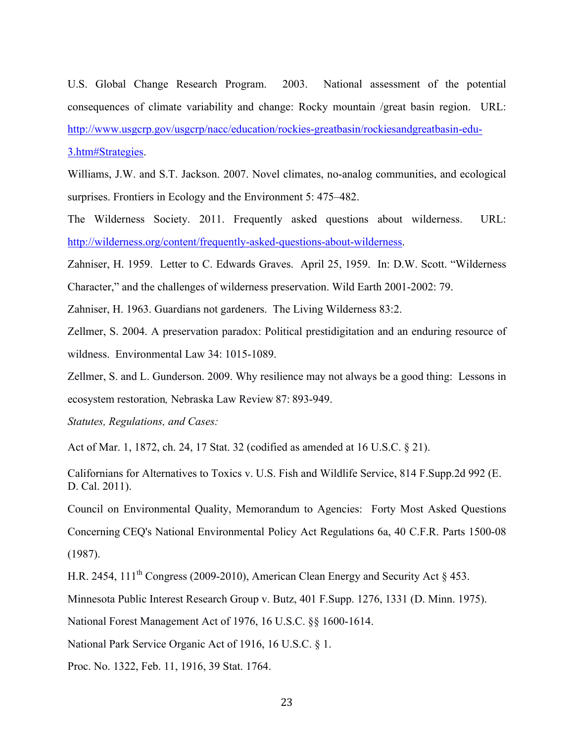U.S. Global Change Research Program. 2003. National assessment of the potential consequences of climate variability and change: Rocky mountain /great basin region. URL: [http://www.usgcrp.gov/usgcrp/nacc/education/rockies-greatbasin/rockiesandgreatbasin-edu-3.htm#Strategies](http://www.usgcrp.gov/usgcrp/nacc/education/rockies-greatbasin/rockiesandgreatbasin-edu-3.htm#Strategies).

Williams, J.W. and S.T. Jackson. 2007. Novel climates, no-analog communities, and ecological surprises. Frontiers in Ecology and the Environment 5: 475–482.

The Wilderness Society. 2011. Frequently asked questions about wilderness. URL: [http://wilderness.org/content/frequently-asked-questions-about-wilderness](http://wilderness.org/content/frequently-asked-questions-about-wilderness).

Zahniser, H. 1959. Letter to C. Edwards Graves. April 25, 1959. In: D.W. Scott. "Wilderness Character," and the challenges of wilderness preservation. Wild Earth 2001-2002: 79.

Zahniser, H. 1963. Guardians not gardeners. The Living Wilderness 83:2.

Zellmer, S. 2004. A preservation paradox: Political prestidigitation and an enduring resource of wildness. Environmental Law 34: 1015-1089.

Zellmer, S. and L. Gunderson. 2009. Why resilience may not always be a good thing: Lessons in ecosystem restoration*,* Nebraska Law Review 87: 893-949.

*Statutes, Regulations, and Cases:*

Act of Mar. 1, 1872, ch. 24, 17 Stat. 32 (codified as amended at 16 U.S.C. § 21).

Californians for Alternatives to Toxics v. U.S. Fish and Wildlife Service, 814 F.Supp.2d 992 (E. D. Cal. 2011).

Council on Environmental Quality, Memorandum to Agencies: Forty Most Asked Questions Concerning CEQ's National Environmental Policy Act Regulations 6a, 40 C.F.R. Parts 1500-08 (1987).

H.R. 2454, 111th Congress (2009-2010), American Clean Energy and Security Act § 453.

Minnesota Public Interest Research Group v. Butz, 401 F.Supp. 1276, 1331 (D. Minn. 1975).

National Forest Management Act of 1976, 16 U.S.C. §§ 1600-1614.

National Park Service Organic Act of 1916, 16 U.S.C. § 1.

Proc. No. 1322, Feb. 11, 1916, 39 Stat. 1764.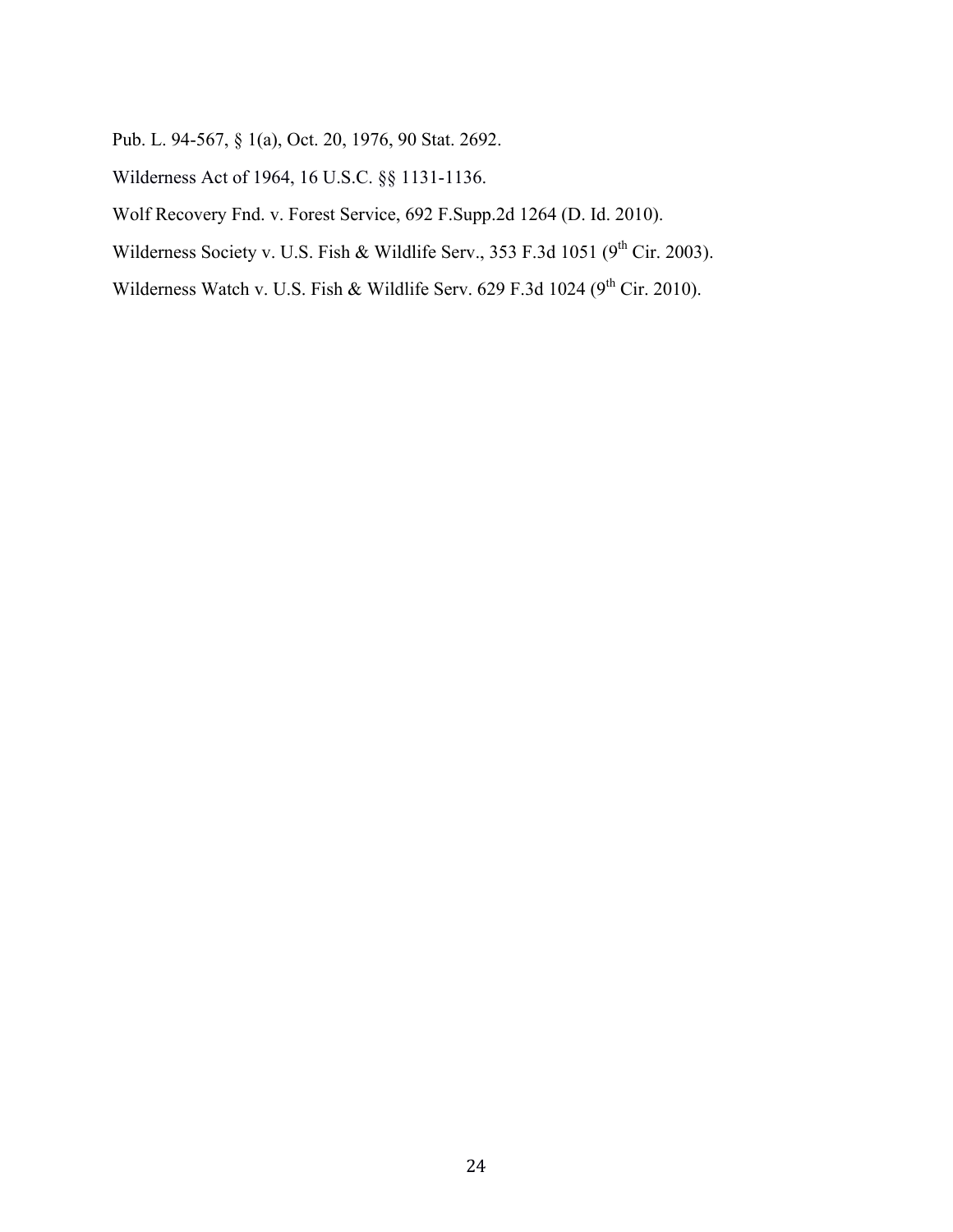Pub. L. 94-567, § 1(a), Oct. 20, 1976, 90 Stat. 2692.

Wilderness Act of 1964, 16 U.S.C. §§ 1131-1136.

Wolf Recovery Fnd. v. Forest Service, 692 F.Supp.2d 1264 (D. Id. 2010).

Wilderness Society v. U.S. Fish & Wildlife Serv., 353 F.3d 1051 (9th Cir. 2003).

Wilderness Watch v. U.S. Fish & Wildlife Serv. 629 F.3d 1024 (9th Cir. 2010).